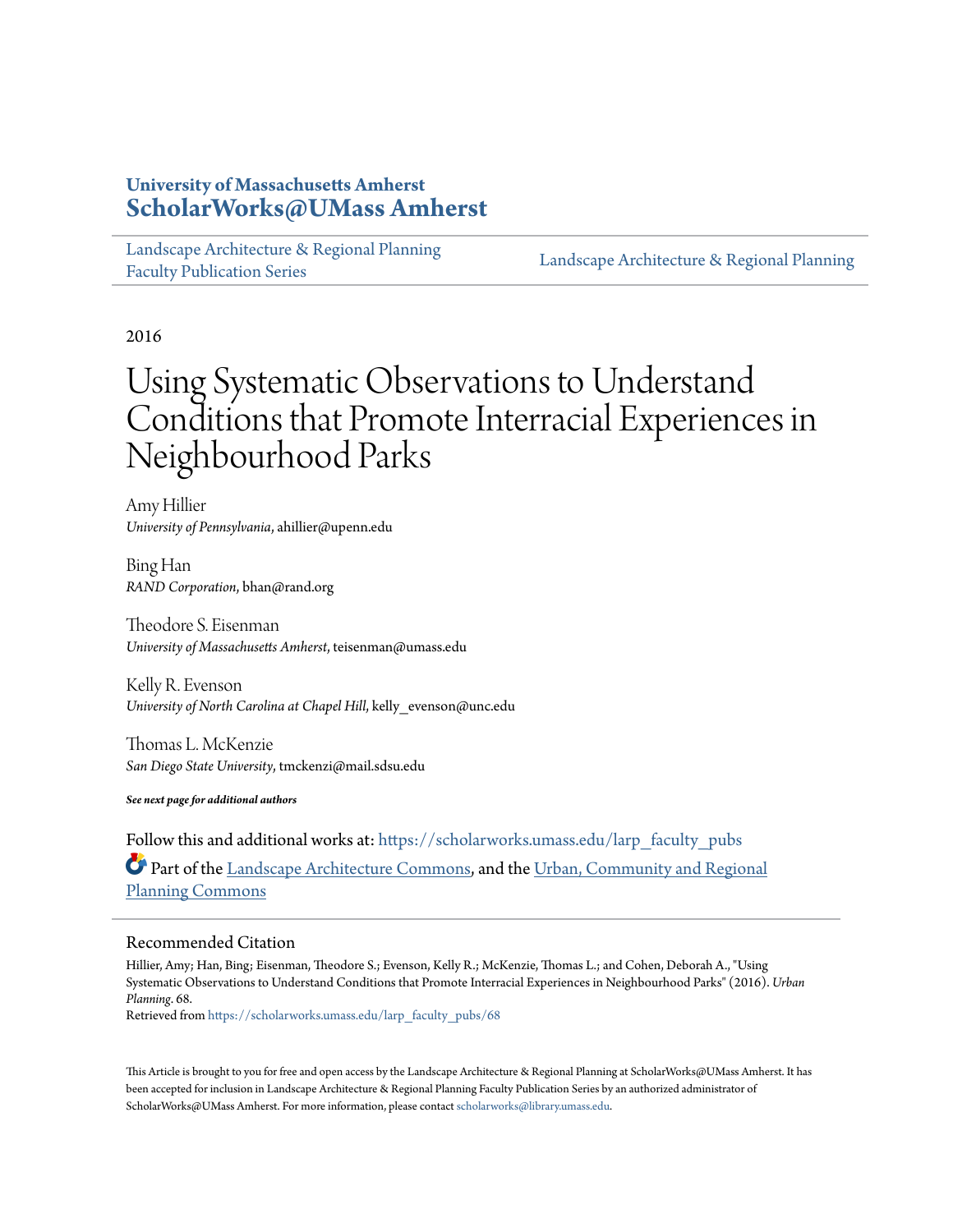**University of Massachusetts Amherst**
**ScholarWorks@UMass Amherst**

Landscape Architecture & Regional Planning Faculty Publication Series | Landscape Architecture & Regional Planning

2016

# Using Systematic Observations to Understand Conditions that Promote Interracial Experiences in Neighbourhood Parks

Amy Hillier
*University of Pennsylvania*, ahillier@upenn.edu

Bing Han
*RAND Corporation*, bhan@rand.org

Theodore S. Eisenman
*University of Massachusetts Amherst*, teisenman@umass.edu

Kelly R. Evenson
*University of North Carolina at Chapel Hill*, kelly_evenson@unc.edu

Thomas L. McKenzie
*San Diego State University*, tmckenzi@mail.sdsu.edu

***See next page for additional authors***

Follow this and additional works at: https://scholarworks.umass.edu/larp_faculty_pubs

Part of the Landscape Architecture Commons, and the Urban, Community and Regional Planning Commons

## Recommended Citation

Hillier, Amy; Han, Bing; Eisenman, Theodore S.; Evenson, Kelly R.; McKenzie, Thomas L.; and Cohen, Deborah A., "Using Systematic Observations to Understand Conditions that Promote Interracial Experiences in Neighbourhood Parks" (2016). *Urban Planning*. 68.
Retrieved from https://scholarworks.umass.edu/larp_faculty_pubs/68

This Article is brought to you for free and open access by the Landscape Architecture & Regional Planning at ScholarWorks@UMass Amherst. It has been accepted for inclusion in Landscape Architecture & Regional Planning Faculty Publication Series by an authorized administrator of ScholarWorks@UMass Amherst. For more information, please contact scholarworks@library.umass.edu.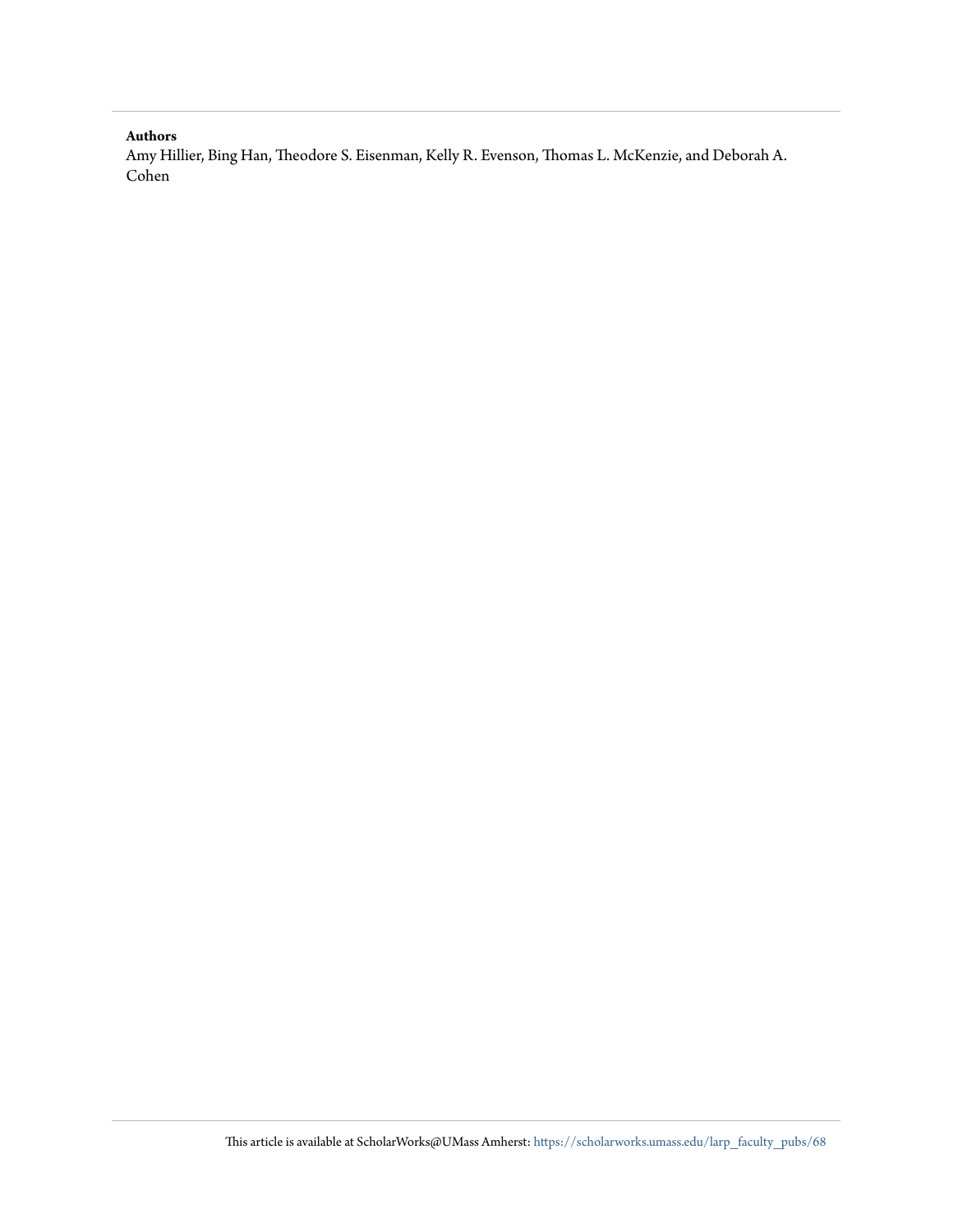**Authors**

Amy Hillier, Bing Han, Theodore S. Eisenman, Kelly R. Evenson, Thomas L. McKenzie, and Deborah A. Cohen

This article is available at ScholarWorks@UMass Amherst: https://scholarworks.umass.edu/larp_faculty_pubs/68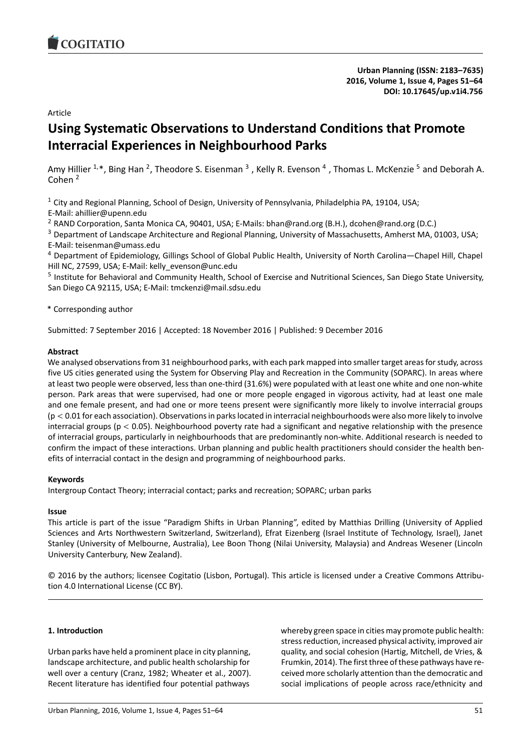Article

# Using Systematic Observations to Understand Conditions that Promote Interracial Experiences in Neighbourhood Parks

Amy Hillier [1,*], Bing Han [2], Theodore S. Eisenman [3], Kelly R. Evenson [4], Thomas L. McKenzie [5] and Deborah A. Cohen [2]

[1] City and Regional Planning, School of Design, University of Pennsylvania, Philadelphia PA, 19104, USA; E-Mail: ahillier@upenn.edu

[2] RAND Corporation, Santa Monica CA, 90401, USA; E-Mails: bhan@rand.org (B.H.), dcohen@rand.org (D.C.)

[3] Department of Landscape Architecture and Regional Planning, University of Massachusetts, Amherst MA, 01003, USA; E-Mail: teisenman@umass.edu

[4] Department of Epidemiology, Gillings School of Global Public Health, University of North Carolina—Chapel Hill, Chapel Hill NC, 27599, USA; E-Mail: kelly_evenson@unc.edu

[5] Institute for Behavioral and Community Health, School of Exercise and Nutritional Sciences, San Diego State University, San Diego CA 92115, USA; E-Mail: tmckenzi@mail.sdsu.edu

* Corresponding author

Submitted: 7 September 2016 | Accepted: 18 November 2016 | Published: 9 December 2016

## Abstract

We analysed observations from 31 neighbourhood parks, with each park mapped into smaller target areas for study, across five US cities generated using the System for Observing Play and Recreation in the Community (SOPARC). In areas where at least two people were observed, less than one-third (31.6%) were populated with at least one white and one non-white person. Park areas that were supervised, had one or more people engaged in vigorous activity, had at least one male and one female present, and had one or more teens present were significantly more likely to involve interracial groups ($p < 0.01$ for each association). Observations in parks located in interracial neighbourhoods were also more likely to involve interracial groups ($p < 0.05$). Neighbourhood poverty rate had a significant and negative relationship with the presence of interracial groups, particularly in neighbourhoods that are predominantly non-white. Additional research is needed to confirm the impact of these interactions. Urban planning and public health practitioners should consider the health benefits of interracial contact in the design and programming of neighbourhood parks.

## Keywords

Intergroup Contact Theory; interracial contact; parks and recreation; SOPARC; urban parks

## Issue

This article is part of the issue "Paradigm Shifts in Urban Planning", edited by Matthias Drilling (University of Applied Sciences and Arts Northwestern Switzerland, Switzerland), Efrat Eizenberg (Israel Institute of Technology, Israel), Janet Stanley (University of Melbourne, Australia), Lee Boon Thong (Nilai University, Malaysia) and Andreas Wesener (Lincoln University Canterbury, New Zealand).

© 2016 by the authors; licensee Cogitatio (Lisbon, Portugal). This article is licensed under a Creative Commons Attribution 4.0 International License (CC BY).

## 1. Introduction

Urban parks have held a prominent place in city planning, landscape architecture, and public health scholarship for well over a century (Cranz, 1982; Wheater et al., 2007). Recent literature has identified four potential pathways whereby green space in cities may promote public health: stress reduction, increased physical activity, improved air quality, and social cohesion (Hartig, Mitchell, de Vries, & Frumkin, 2014). The first three of these pathways have received more scholarly attention than the democratic and social implications of people across race/ethnicity and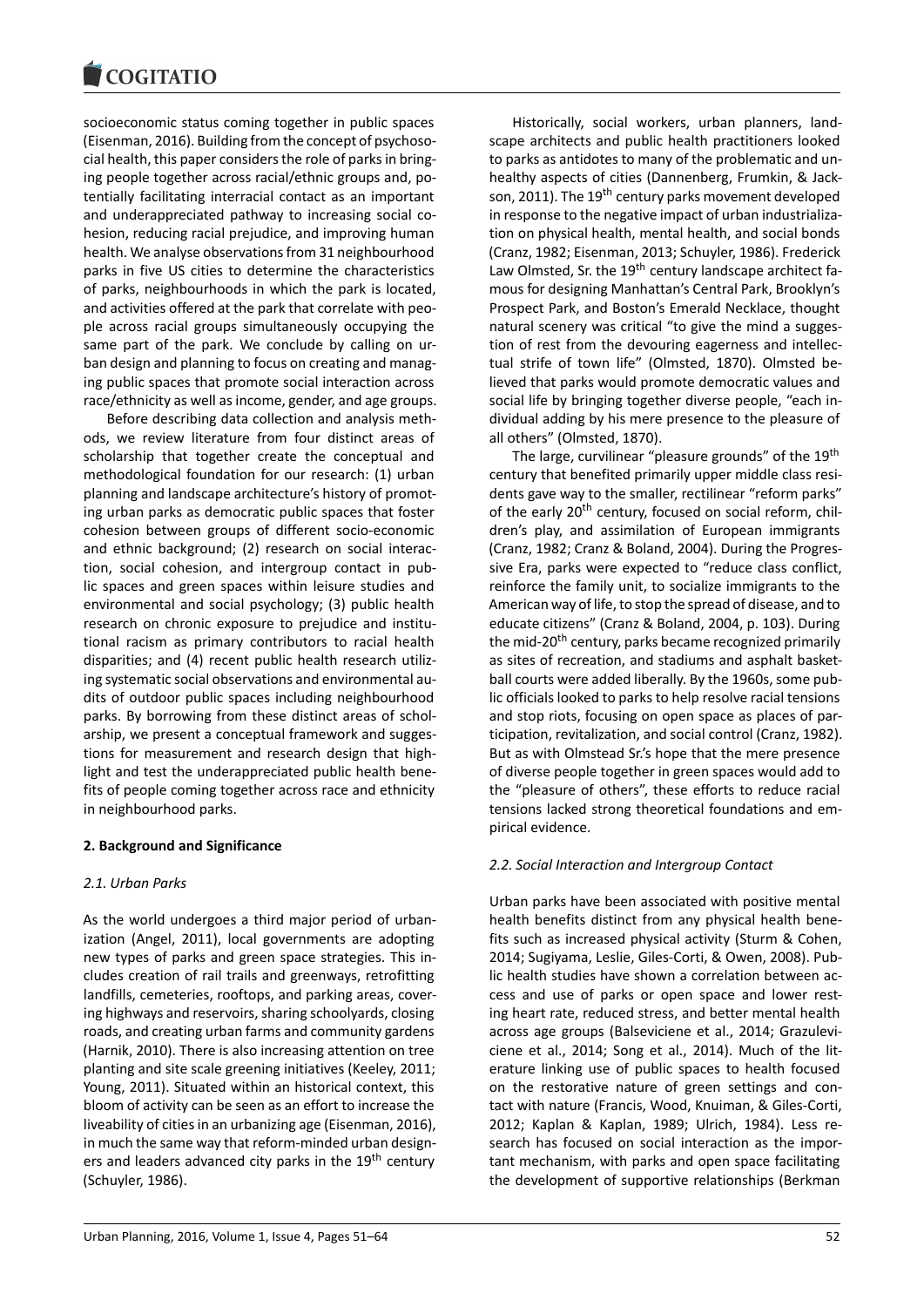socioeconomic status coming together in public spaces (Eisenman, 2016). Building from the concept of psychosocial health, this paper considers the role of parks in bringing people together across racial/ethnic groups and, potentially facilitating interracial contact as an important and underappreciated pathway to increasing social cohesion, reducing racial prejudice, and improving human health. We analyse observations from 31 neighbourhood parks in five US cities to determine the characteristics of parks, neighbourhoods in which the park is located, and activities offered at the park that correlate with people across racial groups simultaneously occupying the same part of the park. We conclude by calling on urban design and planning to focus on creating and managing public spaces that promote social interaction across race/ethnicity as well as income, gender, and age groups.

Before describing data collection and analysis methods, we review literature from four distinct areas of scholarship that together create the conceptual and methodological foundation for our research: (1) urban planning and landscape architecture's history of promoting urban parks as democratic public spaces that foster cohesion between groups of different socio-economic and ethnic background; (2) research on social interaction, social cohesion, and intergroup contact in public spaces and green spaces within leisure studies and environmental and social psychology; (3) public health research on chronic exposure to prejudice and institutional racism as primary contributors to racial health disparities; and (4) recent public health research utilizing systematic social observations and environmental audits of outdoor public spaces including neighbourhood parks. By borrowing from these distinct areas of scholarship, we present a conceptual framework and suggestions for measurement and research design that highlight and test the underappreciated public health benefits of people coming together across race and ethnicity in neighbourhood parks.

## 2. Background and Significance

### *2.1. Urban Parks*

As the world undergoes a third major period of urbanization (Angel, 2011), local governments are adopting new types of parks and green space strategies. This includes creation of rail trails and greenways, retrofitting landfills, cemeteries, rooftops, and parking areas, covering highways and reservoirs, sharing schoolyards, closing roads, and creating urban farms and community gardens (Harnik, 2010). There is also increasing attention on tree planting and site scale greening initiatives (Keeley, 2011; Young, 2011). Situated within an historical context, this bloom of activity can be seen as an effort to increase the liveability of cities in an urbanizing age (Eisenman, 2016), in much the same way that reform-minded urban designers and leaders advanced city parks in the 19th century (Schuyler, 1986).

Historically, social workers, urban planners, landscape architects and public health practitioners looked to parks as antidotes to many of the problematic and unhealthy aspects of cities (Dannenberg, Frumkin, & Jackson, 2011). The 19th century parks movement developed in response to the negative impact of urban industrialization on physical health, mental health, and social bonds (Cranz, 1982; Eisenman, 2013; Schuyler, 1986). Frederick Law Olmsted, Sr. the 19th century landscape architect famous for designing Manhattan's Central Park, Brooklyn's Prospect Park, and Boston's Emerald Necklace, thought natural scenery was critical "to give the mind a suggestion of rest from the devouring eagerness and intellectual strife of town life" (Olmsted, 1870). Olmsted believed that parks would promote democratic values and social life by bringing together diverse people, "each individual adding by his mere presence to the pleasure of all others" (Olmsted, 1870).

The large, curvilinear "pleasure grounds" of the 19th century that benefited primarily upper middle class residents gave way to the smaller, rectilinear "reform parks" of the early 20th century, focused on social reform, children's play, and assimilation of European immigrants (Cranz, 1982; Cranz & Boland, 2004). During the Progressive Era, parks were expected to "reduce class conflict, reinforce the family unit, to socialize immigrants to the American way of life, to stop the spread of disease, and to educate citizens" (Cranz & Boland, 2004, p. 103). During the mid-20th century, parks became recognized primarily as sites of recreation, and stadiums and asphalt basketball courts were added liberally. By the 1960s, some public officials looked to parks to help resolve racial tensions and stop riots, focusing on open space as places of participation, revitalization, and social control (Cranz, 1982). But as with Olmstead Sr.'s hope that the mere presence of diverse people together in green spaces would add to the "pleasure of others", these efforts to reduce racial tensions lacked strong theoretical foundations and empirical evidence.

### *2.2. Social Interaction and Intergroup Contact*

Urban parks have been associated with positive mental health benefits distinct from any physical health benefits such as increased physical activity (Sturm & Cohen, 2014; Sugiyama, Leslie, Giles-Corti, & Owen, 2008). Public health studies have shown a correlation between access and use of parks or open space and lower resting heart rate, reduced stress, and better mental health across age groups (Balseviciene et al., 2014; Grazuleviciene et al., 2014; Song et al., 2014). Much of the literature linking use of public spaces to health focused on the restorative nature of green settings and contact with nature (Francis, Wood, Knuiman, & Giles-Corti, 2012; Kaplan & Kaplan, 1989; Ulrich, 1984). Less research has focused on social interaction as the important mechanism, with parks and open space facilitating the development of supportive relationships (Berkman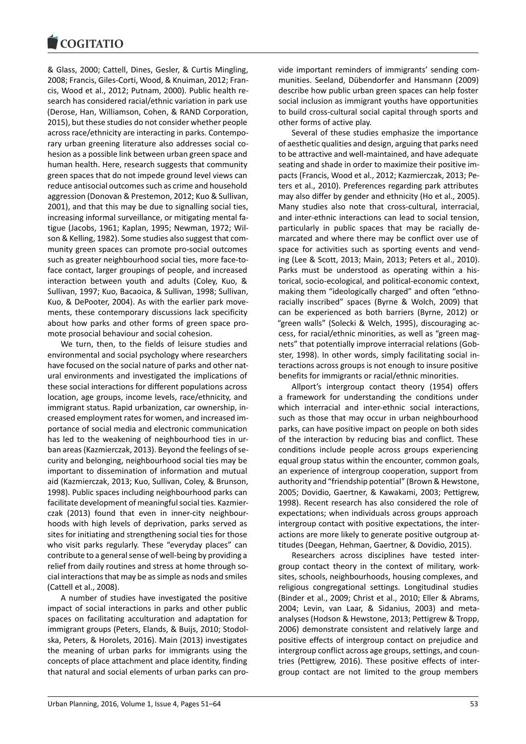& Glass, 2000; Cattell, Dines, Gesler, & Curtis Mingling, 2008; Francis, Giles-Corti, Wood, & Knuiman, 2012; Francis, Wood et al., 2012; Putnam, 2000). Public health research has considered racial/ethnic variation in park use (Derose, Han, Williamson, Cohen, & RAND Corporation, 2015), but these studies do not consider whether people across race/ethnicity are interacting in parks. Contemporary urban greening literature also addresses social cohesion as a possible link between urban green space and human health. Here, research suggests that community green spaces that do not impede ground level views can reduce antisocial outcomes such as crime and household aggression (Donovan & Prestemon, 2012; Kuo & Sullivan, 2001), and that this may be due to signalling social ties, increasing informal surveillance, or mitigating mental fatigue (Jacobs, 1961; Kaplan, 1995; Newman, 1972; Wilson & Kelling, 1982). Some studies also suggest that community green spaces can promote pro-social outcomes such as greater neighbourhood social ties, more face-to-face contact, larger groupings of people, and increased interaction between youth and adults (Coley, Kuo, & Sullivan, 1997; Kuo, Bacaoica, & Sullivan, 1998; Sullivan, Kuo, & DePooter, 2004). As with the earlier park movements, these contemporary discussions lack specificity about how parks and other forms of green space promote prosocial behaviour and social cohesion.

We turn, then, to the fields of leisure studies and environmental and social psychology where researchers have focused on the social nature of parks and other natural environments and investigated the implications of these social interactions for different populations across location, age groups, income levels, race/ethnicity, and immigrant status. Rapid urbanization, car ownership, increased employment rates for women, and increased importance of social media and electronic communication has led to the weakening of neighbourhood ties in urban areas (Kazmierczak, 2013). Beyond the feelings of security and belonging, neighbourhood social ties may be important to dissemination of information and mutual aid (Kazmierczak, 2013; Kuo, Sullivan, Coley, & Brunson, 1998). Public spaces including neighbourhood parks can facilitate development of meaningful social ties. Kazmierczak (2013) found that even in inner-city neighbourhoods with high levels of deprivation, parks served as sites for initiating and strengthening social ties for those who visit parks regularly. These "everyday places" can contribute to a general sense of well-being by providing a relief from daily routines and stress at home through social interactions that may be as simple as nods and smiles (Cattell et al., 2008).

A number of studies have investigated the positive impact of social interactions in parks and other public spaces on facilitating acculturation and adaptation for immigrant groups (Peters, Elands, & Buijs, 2010; Stodolska, Peters, & Horolets, 2016). Main (2013) investigates the meaning of urban parks for immigrants using the concepts of place attachment and place identity, finding that natural and social elements of urban parks can provide important reminders of immigrants' sending communities. Seeland, Dübendorfer and Hansmann (2009) describe how public urban green spaces can help foster social inclusion as immigrant youths have opportunities to build cross-cultural social capital through sports and other forms of active play.

Several of these studies emphasize the importance of aesthetic qualities and design, arguing that parks need to be attractive and well-maintained, and have adequate seating and shade in order to maximize their positive impacts (Francis, Wood et al., 2012; Kazmierczak, 2013; Peters et al., 2010). Preferences regarding park attributes may also differ by gender and ethnicity (Ho et al., 2005). Many studies also note that cross-cultural, interracial, and inter-ethnic interactions can lead to social tension, particularly in public spaces that may be racially demarcated and where there may be conflict over use of space for activities such as sporting events and vending (Lee & Scott, 2013; Main, 2013; Peters et al., 2010). Parks must be understood as operating within a historical, socio-ecological, and political-economic context, making them "ideologically charged" and often "ethnoracially inscribed" spaces (Byrne & Wolch, 2009) that can be experienced as both barriers (Byrne, 2012) or "green walls" (Solecki & Welch, 1995), discouraging access, for racial/ethnic minorities, as well as "green magnets" that potentially improve interracial relations (Gobster, 1998). In other words, simply facilitating social interactions across groups is not enough to insure positive benefits for immigrants or racial/ethnic minorities.

Allport's intergroup contact theory (1954) offers a framework for understanding the conditions under which interracial and inter-ethnic social interactions, such as those that may occur in urban neighbourhood parks, can have positive impact on people on both sides of the interaction by reducing bias and conflict. These conditions include people across groups experiencing equal group status within the encounter, common goals, an experience of intergroup cooperation, support from authority and "friendship potential" (Brown & Hewstone, 2005; Dovidio, Gaertner, & Kawakami, 2003; Pettigrew, 1998). Recent research has also considered the role of expectations; when individuals across groups approach intergroup contact with positive expectations, the interactions are more likely to generate positive outgroup attitudes (Deegan, Hehman, Gaertner, & Dovidio, 2015).

Researchers across disciplines have tested intergroup contact theory in the context of military, worksites, schools, neighbourhoods, housing complexes, and religious congregational settings. Longitudinal studies (Binder et al., 2009; Christ et al., 2010; Eller & Abrams, 2004; Levin, van Laar, & Sidanius, 2003) and meta-analyses (Hodson & Hewstone, 2013; Pettigrew & Tropp, 2006) demonstrate consistent and relatively large and positive effects of intergroup contact on prejudice and intergroup conflict across age groups, settings, and countries (Pettigrew, 2016). These positive effects of intergroup contact are not limited to the group members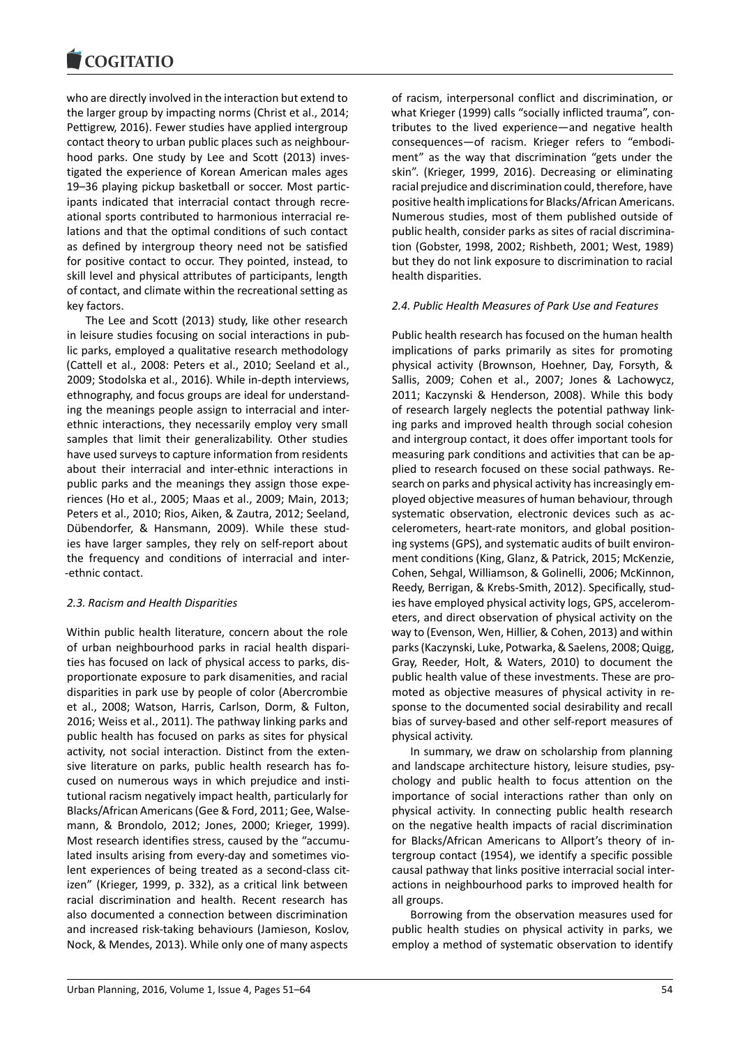who are directly involved in the interaction but extend to the larger group by impacting norms (Christ et al., 2014; Pettigrew, 2016). Fewer studies have applied intergroup contact theory to urban public places such as neighbourhood parks. One study by Lee and Scott (2013) investigated the experience of Korean American males ages 19–36 playing pickup basketball or soccer. Most participants indicated that interracial contact through recreational sports contributed to harmonious interracial relations and that the optimal conditions of such contact as defined by intergroup theory need not be satisfied for positive contact to occur. They pointed, instead, to skill level and physical attributes of participants, length of contact, and climate within the recreational setting as key factors.

The Lee and Scott (2013) study, like other research in leisure studies focusing on social interactions in public parks, employed a qualitative research methodology (Cattell et al., 2008: Peters et al., 2010; Seeland et al., 2009; Stodolska et al., 2016). While in-depth interviews, ethnography, and focus groups are ideal for understanding the meanings people assign to interracial and inter-ethnic interactions, they necessarily employ very small samples that limit their generalizability. Other studies have used surveys to capture information from residents about their interracial and inter-ethnic interactions in public parks and the meanings they assign those experiences (Ho et al., 2005; Maas et al., 2009; Main, 2013; Peters et al., 2010; Rios, Aiken, & Zautra, 2012; Seeland, Dübendorfer, & Hansmann, 2009). While these studies have larger samples, they rely on self-report about the frequency and conditions of interracial and inter--ethnic contact.

### *2.3. Racism and Health Disparities*

Within public health literature, concern about the role of urban neighbourhood parks in racial health disparities has focused on lack of physical access to parks, disproportionate exposure to park disamenities, and racial disparities in park use by people of color (Abercrombie et al., 2008; Watson, Harris, Carlson, Dorm, & Fulton, 2016; Weiss et al., 2011). The pathway linking parks and public health has focused on parks as sites for physical activity, not social interaction. Distinct from the extensive literature on parks, public health research has focused on numerous ways in which prejudice and institutional racism negatively impact health, particularly for Blacks/African Americans (Gee & Ford, 2011; Gee, Walsemann, & Brondolo, 2012; Jones, 2000; Krieger, 1999). Most research identifies stress, caused by the "accumulated insults arising from every-day and sometimes violent experiences of being treated as a second-class citizen" (Krieger, 1999, p. 332), as a critical link between racial discrimination and health. Recent research has also documented a connection between discrimination and increased risk-taking behaviours (Jamieson, Koslov, Nock, & Mendes, 2013). While only one of many aspects of racism, interpersonal conflict and discrimination, or what Krieger (1999) calls "socially inflicted trauma", contributes to the lived experience—and negative health consequences—of racism. Krieger refers to "embodiment" as the way that discrimination "gets under the skin". (Krieger, 1999, 2016). Decreasing or eliminating racial prejudice and discrimination could, therefore, have positive health implications for Blacks/African Americans. Numerous studies, most of them published outside of public health, consider parks as sites of racial discrimination (Gobster, 1998, 2002; Rishbeth, 2001; West, 1989) but they do not link exposure to discrimination to racial health disparities.

### *2.4. Public Health Measures of Park Use and Features*

Public health research has focused on the human health implications of parks primarily as sites for promoting physical activity (Brownson, Hoehner, Day, Forsyth, & Sallis, 2009; Cohen et al., 2007; Jones & Lachowycz, 2011; Kaczynski & Henderson, 2008). While this body of research largely neglects the potential pathway linking parks and improved health through social cohesion and intergroup contact, it does offer important tools for measuring park conditions and activities that can be applied to research focused on these social pathways. Research on parks and physical activity has increasingly employed objective measures of human behaviour, through systematic observation, electronic devices such as accelerometers, heart-rate monitors, and global positioning systems (GPS), and systematic audits of built environment conditions (King, Glanz, & Patrick, 2015; McKenzie, Cohen, Sehgal, Williamson, & Golinelli, 2006; McKinnon, Reedy, Berrigan, & Krebs-Smith, 2012). Specifically, studies have employed physical activity logs, GPS, accelerometers, and direct observation of physical activity on the way to (Evenson, Wen, Hillier, & Cohen, 2013) and within parks (Kaczynski, Luke, Potwarka, & Saelens, 2008; Quigg, Gray, Reeder, Holt, & Waters, 2010) to document the public health value of these investments. These are promoted as objective measures of physical activity in response to the documented social desirability and recall bias of survey-based and other self-report measures of physical activity.

In summary, we draw on scholarship from planning and landscape architecture history, leisure studies, psychology and public health to focus attention on the importance of social interactions rather than only on physical activity. In connecting public health research on the negative health impacts of racial discrimination for Blacks/African Americans to Allport's theory of intergroup contact (1954), we identify a specific possible causal pathway that links positive interracial social interactions in neighbourhood parks to improved health for all groups.

Borrowing from the observation measures used for public health studies on physical activity in parks, we employ a method of systematic observation to identify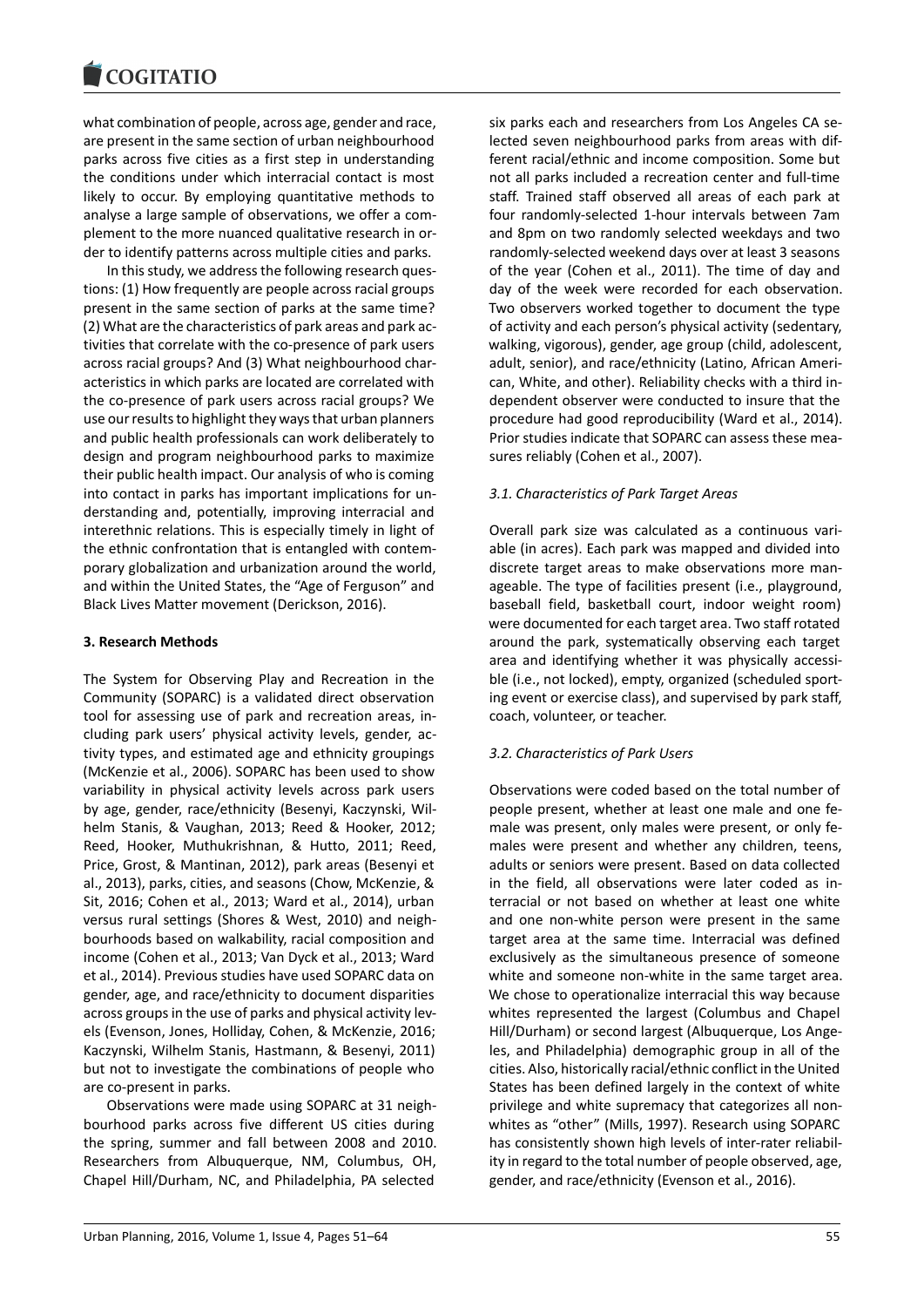what combination of people, across age, gender and race, are present in the same section of urban neighbourhood parks across five cities as a first step in understanding the conditions under which interracial contact is most likely to occur. By employing quantitative methods to analyse a large sample of observations, we offer a complement to the more nuanced qualitative research in order to identify patterns across multiple cities and parks.

In this study, we address the following research questions: (1) How frequently are people across racial groups present in the same section of parks at the same time? (2) What are the characteristics of park areas and park activities that correlate with the co-presence of park users across racial groups? And (3) What neighbourhood characteristics in which parks are located are correlated with the co-presence of park users across racial groups? We use our results to highlight they ways that urban planners and public health professionals can work deliberately to design and program neighbourhood parks to maximize their public health impact. Our analysis of who is coming into contact in parks has important implications for understanding and, potentially, improving interracial and interethnic relations. This is especially timely in light of the ethnic confrontation that is entangled with contemporary globalization and urbanization around the world, and within the United States, the "Age of Ferguson" and Black Lives Matter movement (Derickson, 2016).

## 3. Research Methods

The System for Observing Play and Recreation in the Community (SOPARC) is a validated direct observation tool for assessing use of park and recreation areas, including park users' physical activity levels, gender, activity types, and estimated age and ethnicity groupings (McKenzie et al., 2006). SOPARC has been used to show variability in physical activity levels across park users by age, gender, race/ethnicity (Besenyi, Kaczynski, Wilhelm Stanis, & Vaughan, 2013; Reed & Hooker, 2012; Reed, Hooker, Muthukrishnan, & Hutto, 2011; Reed, Price, Grost, & Mantinan, 2012), park areas (Besenyi et al., 2013), parks, cities, and seasons (Chow, McKenzie, & Sit, 2016; Cohen et al., 2013; Ward et al., 2014), urban versus rural settings (Shores & West, 2010) and neighbourhoods based on walkability, racial composition and income (Cohen et al., 2013; Van Dyck et al., 2013; Ward et al., 2014). Previous studies have used SOPARC data on gender, age, and race/ethnicity to document disparities across groups in the use of parks and physical activity levels (Evenson, Jones, Holliday, Cohen, & McKenzie, 2016; Kaczynski, Wilhelm Stanis, Hastmann, & Besenyi, 2011) but not to investigate the combinations of people who are co-present in parks.

Observations were made using SOPARC at 31 neighbourhood parks across five different US cities during the spring, summer and fall between 2008 and 2010. Researchers from Albuquerque, NM, Columbus, OH, Chapel Hill/Durham, NC, and Philadelphia, PA selected six parks each and researchers from Los Angeles CA selected seven neighbourhood parks from areas with different racial/ethnic and income composition. Some but not all parks included a recreation center and full-time staff. Trained staff observed all areas of each park at four randomly-selected 1-hour intervals between 7am and 8pm on two randomly selected weekdays and two randomly-selected weekend days over at least 3 seasons of the year (Cohen et al., 2011). The time of day and day of the week were recorded for each observation. Two observers worked together to document the type of activity and each person's physical activity (sedentary, walking, vigorous), gender, age group (child, adolescent, adult, senior), and race/ethnicity (Latino, African American, White, and other). Reliability checks with a third independent observer were conducted to insure that the procedure had good reproducibility (Ward et al., 2014). Prior studies indicate that SOPARC can assess these measures reliably (Cohen et al., 2007).

### *3.1. Characteristics of Park Target Areas*

Overall park size was calculated as a continuous variable (in acres). Each park was mapped and divided into discrete target areas to make observations more manageable. The type of facilities present (i.e., playground, baseball field, basketball court, indoor weight room) were documented for each target area. Two staff rotated around the park, systematically observing each target area and identifying whether it was physically accessible (i.e., not locked), empty, organized (scheduled sporting event or exercise class), and supervised by park staff, coach, volunteer, or teacher.

### *3.2. Characteristics of Park Users*

Observations were coded based on the total number of people present, whether at least one male and one female was present, only males were present, or only females were present and whether any children, teens, adults or seniors were present. Based on data collected in the field, all observations were later coded as interracial or not based on whether at least one white and one non-white person were present in the same target area at the same time. Interracial was defined exclusively as the simultaneous presence of someone white and someone non-white in the same target area. We chose to operationalize interracial this way because whites represented the largest (Columbus and Chapel Hill/Durham) or second largest (Albuquerque, Los Angeles, and Philadelphia) demographic group in all of the cities. Also, historically racial/ethnic conflict in the United States has been defined largely in the context of white privilege and white supremacy that categorizes all nonwhites as "other" (Mills, 1997). Research using SOPARC has consistently shown high levels of inter-rater reliability in regard to the total number of people observed, age, gender, and race/ethnicity (Evenson et al., 2016).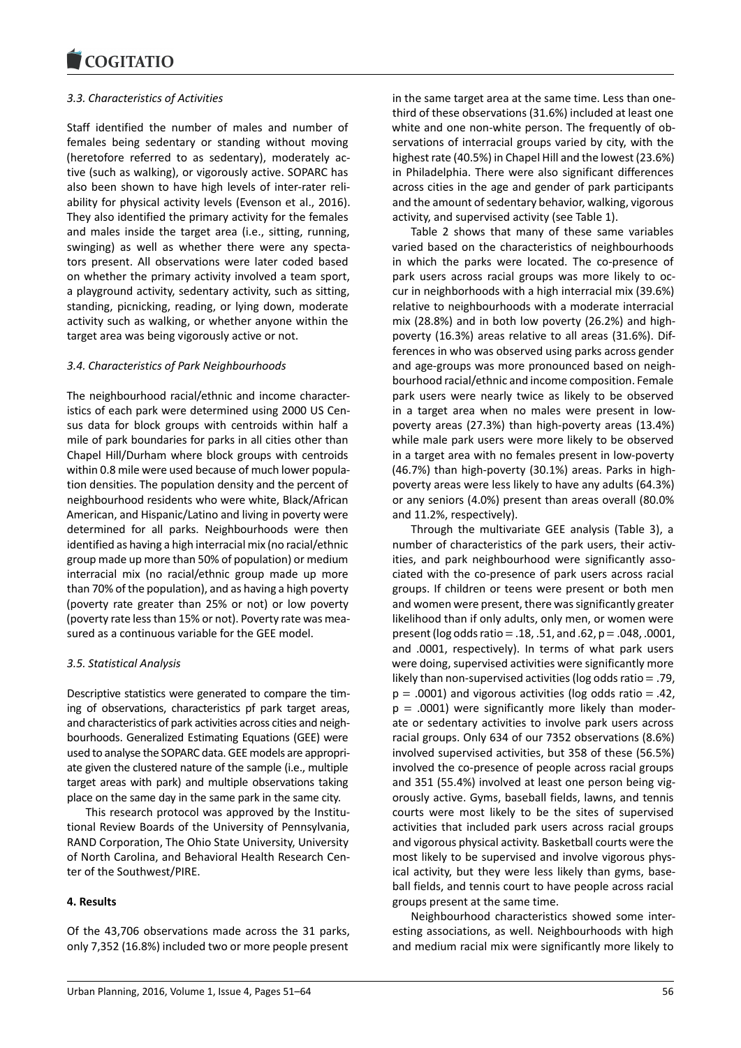### *3.3. Characteristics of Activities*

Staff identified the number of males and number of females being sedentary or standing without moving (heretofore referred to as sedentary), moderately active (such as walking), or vigorously active. SOPARC has also been shown to have high levels of inter-rater reliability for physical activity levels (Evenson et al., 2016). They also identified the primary activity for the females and males inside the target area (i.e., sitting, running, swinging) as well as whether there were any spectators present. All observations were later coded based on whether the primary activity involved a team sport, a playground activity, sedentary activity, such as sitting, standing, picnicking, reading, or lying down, moderate activity such as walking, or whether anyone within the target area was being vigorously active or not.

### *3.4. Characteristics of Park Neighbourhoods*

The neighbourhood racial/ethnic and income characteristics of each park were determined using 2000 US Census data for block groups with centroids within half a mile of park boundaries for parks in all cities other than Chapel Hill/Durham where block groups with centroids within 0.8 mile were used because of much lower population densities. The population density and the percent of neighbourhood residents who were white, Black/African American, and Hispanic/Latino and living in poverty were determined for all parks. Neighbourhoods were then identified as having a high interracial mix (no racial/ethnic group made up more than 50% of population) or medium interracial mix (no racial/ethnic group made up more than 70% of the population), and as having a high poverty (poverty rate greater than 25% or not) or low poverty (poverty rate less than 15% or not). Poverty rate was measured as a continuous variable for the GEE model.

### *3.5. Statistical Analysis*

Descriptive statistics were generated to compare the timing of observations, characteristics pf park target areas, and characteristics of park activities across cities and neighbourhoods. Generalized Estimating Equations (GEE) were used to analyse the SOPARC data. GEE models are appropriate given the clustered nature of the sample (i.e., multiple target areas with park) and multiple observations taking place on the same day in the same park in the same city.

This research protocol was approved by the Institutional Review Boards of the University of Pennsylvania, RAND Corporation, The Ohio State University, University of North Carolina, and Behavioral Health Research Center of the Southwest/PIRE.

## **4. Results**

Of the 43,706 observations made across the 31 parks, only 7,352 (16.8%) included two or more people present in the same target area at the same time. Less than one-third of these observations (31.6%) included at least one white and one non-white person. The frequently of observations of interracial groups varied by city, with the highest rate (40.5%) in Chapel Hill and the lowest (23.6%) in Philadelphia. There were also significant differences across cities in the age and gender of park participants and the amount of sedentary behavior, walking, vigorous activity, and supervised activity (see Table 1).

Table 2 shows that many of these same variables varied based on the characteristics of neighbourhoods in which the parks were located. The co-presence of park users across racial groups was more likely to occur in neighborhoods with a high interracial mix (39.6%) relative to neighbourhoods with a moderate interracial mix (28.8%) and in both low poverty (26.2%) and high-poverty (16.3%) areas relative to all areas (31.6%). Differences in who was observed using parks across gender and age-groups was more pronounced based on neighbourhood racial/ethnic and income composition. Female park users were nearly twice as likely to be observed in a target area when no males were present in low-poverty areas (27.3%) than high-poverty areas (13.4%) while male park users were more likely to be observed in a target area with no females present in low poverty (46.7%) than high-poverty (30.1%) areas. Parks in high-poverty areas were less likely to have any adults (64.3%) or any seniors (4.0%) present than areas overall (80.0% and 11.2%, respectively).

Through the multivariate GEE analysis (Table 3), a number of characteristics of the park users, their activities, and park neighbourhood were significantly associated with the co-presence of park users across racial groups. If children or teens were present or both men and women were present, there was significantly greater likelihood than if only adults, only men, or women were present (log odds ratio = .18, .51, and .62, $p = .048$, .0001, and .0001, respectively). In terms of what park users were doing, supervised activities were significantly more likely than non-supervised activities (log odds ratio = .79, $p = .0001$) and vigorous activities (log odds ratio = .42, $p = .0001$) were significantly more likely than moderate or sedentary activities to involve park users across racial groups. Only 634 of our 7352 observations (8.6%) involved supervised activities, but 358 of these (56.5%) involved the co-presence of people across racial groups and 351 (55.4%) involved at least one person being vigorously active. Gyms, baseball fields, lawns, and tennis courts were most likely to be the sites of supervised activities that included park users across racial groups and vigorous physical activity. Basketball courts were the most likely to be supervised and involve vigorous physical activity, but they were less likely than gyms, baseball fields, and tennis court to have people across racial groups present at the same time.

Neighbourhood characteristics showed some interesting associations, as well. Neighbourhoods with high and medium racial mix were significantly more likely to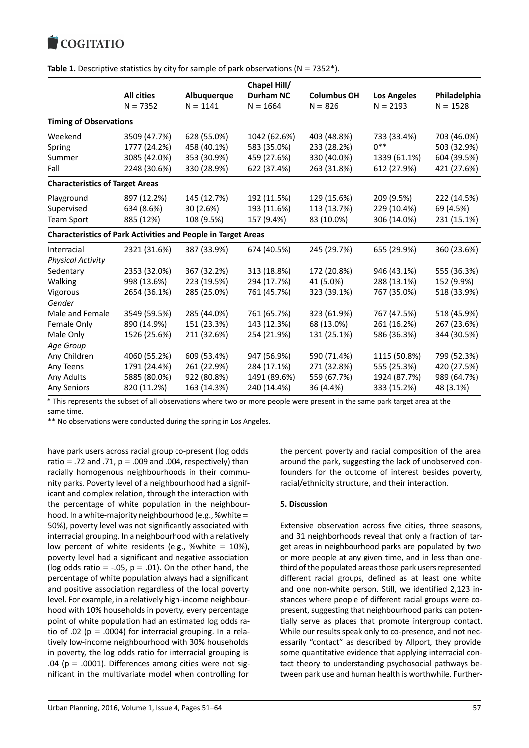**Table 1.** Descriptive statistics by city for sample of park observations (N = 7352*).

| | All cities N = 7352 | Albuquerque N = 1141 | Chapel Hill/ Durham NC N = 1664 | Columbus OH N = 826 | Los Angeles N = 2193 | Philadelphia N = 1528 |
|---|---|---|---|---|---|---|
| **Timing of Observations** | | | | | | |
| Weekend | 3509 (47.7%) | 628 (55.0%) | 1042 (62.6%) | 403 (48.8%) | 733 (33.4%) | 703 (46.0%) |
| Spring | 1777 (24.2%) | 458 (40.1%) | 583 (35.0%) | 233 (28.2%) | 0** | 503 (32.9%) |
| Summer | 3085 (42.0%) | 353 (30.9%) | 459 (27.6%) | 330 (40.0%) | 1339 (61.1%) | 604 (39.5%) |
| Fall | 2248 (30.6%) | 330 (28.9%) | 622 (37.4%) | 263 (31.8%) | 612 (27.9%) | 421 (27.6%) |
| **Characteristics of Target Areas** | | | | | | |
| Playground | 897 (12.2%) | 145 (12.7%) | 192 (11.5%) | 129 (15.6%) | 209 (9.5%) | 222 (14.5%) |
| Supervised | 634 (8.6%) | 30 (2.6%) | 193 (11.6%) | 113 (13.7%) | 229 (10.4%) | 69 (4.5%) |
| Team Sport | 885 (12%) | 108 (9.5%) | 157 (9.4%) | 83 (10.0%) | 306 (14.0%) | 231 (15.1%) |
| **Characteristics of Park Activities and People in Target Areas** | | | | | | |
| Interracial | 2321 (31.6%) | 387 (33.9%) | 674 (40.5%) | 245 (29.7%) | 655 (29.9%) | 360 (23.6%) |
| *Physical Activity* | | | | | | |
| Sedentary | 2353 (32.0%) | 367 (32.2%) | 313 (18.8%) | 172 (20.8%) | 946 (43.1%) | 555 (36.3%) |
| Walking | 998 (13.6%) | 223 (19.5%) | 294 (17.7%) | 41 (5.0%) | 288 (13.1%) | 152 (9.9%) |
| Vigorous | 2654 (36.1%) | 285 (25.0%) | 761 (45.7%) | 323 (39.1%) | 767 (35.0%) | 518 (33.9%) |
| *Gender* | | | | | | |
| Male and Female | 3549 (59.5%) | 285 (44.0%) | 761 (65.7%) | 323 (61.9%) | 767 (47.5%) | 518 (45.9%) |
| Female Only | 890 (14.9%) | 151 (23.3%) | 143 (12.3%) | 68 (13.0%) | 261 (16.2%) | 267 (23.6%) |
| Male Only | 1526 (25.6%) | 211 (32.6%) | 254 (21.9%) | 131 (25.1%) | 586 (36.3%) | 344 (30.5%) |
| *Age Group* | | | | | | |
| Any Children | 4060 (55.2%) | 609 (53.4%) | 947 (56.9%) | 590 (71.4%) | 1115 (50.8%) | 799 (52.3%) |
| Any Teens | 1791 (24.4%) | 261 (22.9%) | 284 (17.1%) | 271 (32.8%) | 555 (25.3%) | 420 (27.5%) |
| Any Adults | 5885 (80.0%) | 922 (80.8%) | 1491 (89.6%) | 559 (67.7%) | 1924 (87.7%) | 989 (64.7%) |
| Any Seniors | 820 (11.2%) | 163 (14.3%) | 240 (14.4%) | 36 (4.4%) | 333 (15.2%) | 48 (3.1%) |

\* This represents the subset of all observations where two or more people were present in the same park target area at the same time.

\*\* No observations were conducted during the spring in Los Angeles.

have park users across racial group co-present (log odds ratio = .72 and .71, p = .009 and .004, respectively) than racially homogenous neighbourhoods in their community parks. Poverty level of a neighbourhood had a significant and complex relation, through the interaction with the percentage of white population in the neighbourhood. In a white-majority neighbourhood (e.g., %white = 50%), poverty level was not significantly associated with interracial grouping. In a neighbourhood with a relatively low percent of white residents (e.g., %white = 10%), poverty level had a significant and negative association (log odds ratio = -.05, p = .01). On the other hand, the percentage of white population always had a significant and positive association regardless of the local poverty level. For example, in a relatively high-income neighbourhood with 10% households in poverty, every percentage point of white population had an estimated log odds ratio of .02 (p = .0004) for interracial grouping. In a relatively low-income neighbourhood with 30% households in poverty, the log odds ratio for interracial grouping is .04 (p = .0001). Differences among cities were not significant in the multivariate model when controlling for the percent poverty and racial composition of the area around the park, suggesting the lack of unobserved confounders for the outcome of interest besides poverty, racial/ethnicity structure, and their interaction.

## 5. Discussion

Extensive observation across five cities, three seasons, and 31 neighborhoods reveal that only a fraction of target areas in neighbourhood parks are populated by two or more people at any given time, and in less than one-third of the populated areas those park users represented different racial groups, defined as at least one white and one non-white person. Still, we identified 2,123 instances where people of different racial groups were co-present, suggesting that neighbourhood parks can potentially serve as places that promote intergroup contact. While our results speak only to co-presence, and not necessarily "contact" as described by Allport, they provide some quantitative evidence that applying interracial contact theory to understanding psychosocial pathways between park use and human health is worthwhile. Further-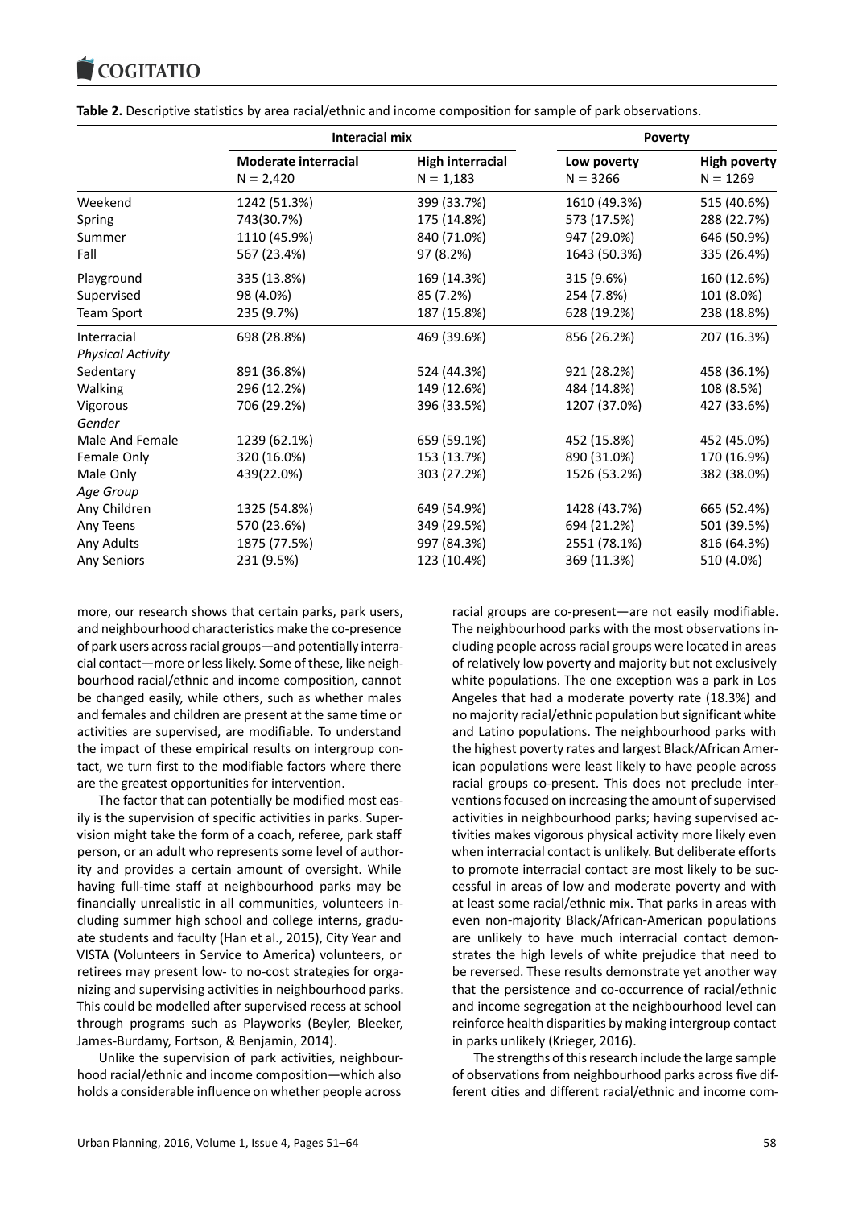**Table 2.** Descriptive statistics by area racial/ethnic and income composition for sample of park observations.

| | Interacial mix | | Poverty | |
|---|---|---|---|---|
| | Moderate interracial<br>N = 2,420 | High interracial<br>N = 1,183 | Low poverty<br>N = 3266 | High poverty<br>N = 1269 |
| Weekend | 1242 (51.3%) | 399 (33.7%) | 1610 (49.3%) | 515 (40.6%) |
| Spring | 743(30.7%) | 175 (14.8%) | 573 (17.5%) | 288 (22.7%) |
| Summer | 1110 (45.9%) | 840 (71.0%) | 947 (29.0%) | 646 (50.9%) |
| Fall | 567 (23.4%) | 97 (8.2%) | 1643 (50.3%) | 335 (26.4%) |
| Playground | 335 (13.8%) | 169 (14.3%) | 315 (9.6%) | 160 (12.6%) |
| Supervised | 98 (4.0%) | 85 (7.2%) | 254 (7.8%) | 101 (8.0%) |
| Team Sport | 235 (9.7%) | 187 (15.8%) | 628 (19.2%) | 238 (18.8%) |
| Interracial | 698 (28.8%) | 469 (39.6%) | 856 (26.2%) | 207 (16.3%) |
| *Physical Activity* | | | | |
| Sedentary | 891 (36.8%) | 524 (44.3%) | 921 (28.2%) | 458 (36.1%) |
| Walking | 296 (12.2%) | 149 (12.6%) | 484 (14.8%) | 108 (8.5%) |
| Vigorous | 706 (29.2%) | 396 (33.5%) | 1207 (37.0%) | 427 (33.6%) |
| *Gender* | | | | |
| Male And Female | 1239 (62.1%) | 659 (59.1%) | 452 (15.8%) | 452 (45.0%) |
| Female Only | 320 (16.0%) | 153 (13.7%) | 890 (31.0%) | 170 (16.9%) |
| Male Only | 439(22.0%) | 303 (27.2%) | 1526 (53.2%) | 382 (38.0%) |
| *Age Group* | | | | |
| Any Children | 1325 (54.8%) | 649 (54.9%) | 1428 (43.7%) | 665 (52.4%) |
| Any Teens | 570 (23.6%) | 349 (29.5%) | 694 (21.2%) | 501 (39.5%) |
| Any Adults | 1875 (77.5%) | 997 (84.3%) | 2551 (78.1%) | 816 (64.3%) |
| Any Seniors | 231 (9.5%) | 123 (10.4%) | 369 (11.3%) | 510 (4.0%) |

more, our research shows that certain parks, park users, and neighbourhood characteristics make the co-presence of park users across racial groups—and potentially interracial contact—more or less likely. Some of these, like neighbourhood racial/ethnic and income composition, cannot be changed easily, while others, such as whether males and females and children are present at the same time or activities are supervised, are modifiable. To understand the impact of these empirical results on intergroup contact, we turn first to the modifiable factors where there are the greatest opportunities for intervention.

The factor that can potentially be modified most easily is the supervision of specific activities in parks. Supervision might take the form of a coach, referee, park staff person, or an adult who represents some level of authority and provides a certain amount of oversight. While having full-time staff at neighbourhood parks may be financially unrealistic in all communities, volunteers including summer high school and college interns, graduate students and faculty (Han et al., 2015), City Year and VISTA (Volunteers in Service to America) volunteers, or retirees may present low- to no-cost strategies for organizing and supervising activities in neighbourhood parks. This could be modelled after supervised recess at school through programs such as Playworks (Beyler, Bleeker, James-Burdamy, Fortson, & Benjamin, 2014).

Unlike the supervision of park activities, neighbourhood racial/ethnic and income composition—which also holds a considerable influence on whether people across racial groups are co-present—are not easily modifiable. The neighbourhood parks with the most observations including people across racial groups were located in areas of relatively low poverty and majority but not exclusively white populations. The one exception was a park in Los Angeles that had a moderate poverty rate (18.3%) and no majority racial/ethnic population but significant white and Latino populations. The neighbourhood parks with the highest poverty rates and largest Black/African American populations were least likely to have people across racial groups co-present. This does not preclude interventions focused on increasing the amount of supervised activities in neighbourhood parks; having supervised activities makes vigorous physical activity more likely even when interracial contact is unlikely. But deliberate efforts to promote interracial contact are most likely to be successful in areas of low and moderate poverty and with at least some racial/ethnic mix. That parks in areas with even non-majority Black/African-American populations are unlikely to have much interracial contact demonstrates the high levels of white prejudice that need to be reversed. These results demonstrate yet another way that the persistence and co-occurrence of racial/ethnic and income segregation at the neighbourhood level can reinforce health disparities by making intergroup contact in parks unlikely (Krieger, 2016).

The strengths of this research include the large sample of observations from neighbourhood parks across five different cities and different racial/ethnic and income com-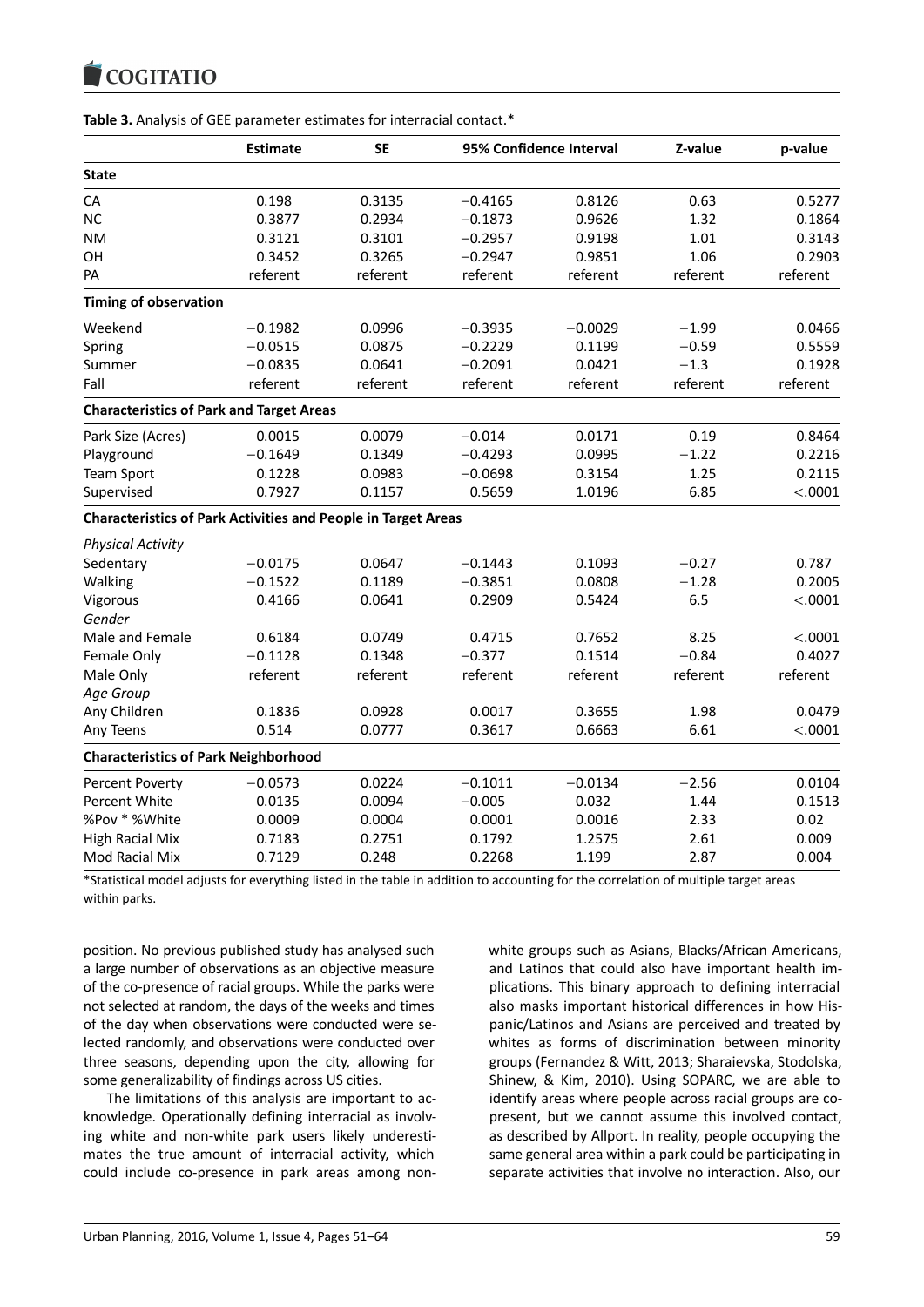**Table 3.** Analysis of GEE parameter estimates for interracial contact.*

| | Estimate | SE | 95% Confidence Interval | | Z-value | p-value |
|---|---|---|---|---|---|---|
| **State** | | | | | | |
| CA | 0.198 | 0.3135 | −0.4165 | 0.8126 | 0.63 | 0.5277 |
| NC | 0.3877 | 0.2934 | −0.1873 | 0.9626 | 1.32 | 0.1864 |
| NM | 0.3121 | 0.3101 | −0.2957 | 0.9198 | 1.01 | 0.3143 |
| OH | 0.3452 | 0.3265 | −0.2947 | 0.9851 | 1.06 | 0.2903 |
| PA | referent | referent | referent | referent | referent | referent |
| **Timing of observation** | | | | | | |
| Weekend | −0.1982 | 0.0996 | −0.3935 | −0.0029 | −1.99 | 0.0466 |
| Spring | −0.0515 | 0.0875 | −0.2229 | 0.1199 | −0.59 | 0.5559 |
| Summer | −0.0835 | 0.0641 | −0.2091 | 0.0421 | −1.3 | 0.1928 |
| Fall | referent | referent | referent | referent | referent | referent |
| **Characteristics of Park and Target Areas** | | | | | | |
| Park Size (Acres) | 0.0015 | 0.0079 | −0.014 | 0.0171 | 0.19 | 0.8464 |
| Playground | −0.1649 | 0.1349 | −0.4293 | 0.0995 | −1.22 | 0.2216 |
| Team Sport | 0.1228 | 0.0983 | −0.0698 | 0.3154 | 1.25 | 0.2115 |
| Supervised | 0.7927 | 0.1157 | 0.5659 | 1.0196 | 6.85 | <.0001 |
| **Characteristics of Park Activities and People in Target Areas** | | | | | | |
| *Physical Activity* | | | | | | |
| Sedentary | −0.0175 | 0.0647 | −0.1443 | 0.1093 | −0.27 | 0.787 |
| Walking | −0.1522 | 0.1189 | −0.3851 | 0.0808 | −1.28 | 0.2005 |
| Vigorous | 0.4166 | 0.0641 | 0.2909 | 0.5424 | 6.5 | <.0001 |
| *Gender* | | | | | | |
| Male and Female | 0.6184 | 0.0749 | 0.4715 | 0.7652 | 8.25 | <.0001 |
| Female Only | −0.1128 | 0.1348 | −0.377 | 0.1514 | −0.84 | 0.4027 |
| Male Only | referent | referent | referent | referent | referent | referent |
| *Age Group* | | | | | | |
| Any Children | 0.1836 | 0.0928 | 0.0017 | 0.3655 | 1.98 | 0.0479 |
| Any Teens | 0.514 | 0.0777 | 0.3617 | 0.6663 | 6.61 | <.0001 |
| **Characteristics of Park Neighborhood** | | | | | | |
| Percent Poverty | −0.0573 | 0.0224 | −0.1011 | −0.0134 | −2.56 | 0.0104 |
| Percent White | 0.0135 | 0.0094 | −0.005 | 0.032 | 1.44 | 0.1513 |
| %Pov * %White | 0.0009 | 0.0004 | 0.0001 | 0.0016 | 2.33 | 0.02 |
| High Racial Mix | 0.7183 | 0.2751 | 0.1792 | 1.2575 | 2.61 | 0.009 |
| Mod Racial Mix | 0.7129 | 0.248 | 0.2268 | 1.199 | 2.87 | 0.004 |

*Statistical model adjusts for everything listed in the table in addition to accounting for the correlation of multiple target areas within parks.

position. No previous published study has analysed such a large number of observations as an objective measure of the co-presence of racial groups. While the parks were not selected at random, the days of the weeks and times of the day when observations were conducted were selected randomly, and observations were conducted over three seasons, depending upon the city, allowing for some generalizability of findings across US cities.

The limitations of this analysis are important to acknowledge. Operationally defining interracial as involving white and non-white park users likely underestimates the true amount of interracial activity, which could include co-presence in park areas among non-white groups such as Asians, Blacks/African Americans, and Latinos that could also have important health implications. This binary approach to defining interracial also masks important historical differences in how Hispanic/Latinos and Asians are perceived and treated by whites as forms of discrimination between minority groups (Fernandez & Witt, 2013; Sharaievska, Stodolska, Shinew, & Kim, 2010). Using SOPARC, we are able to identify areas where people across racial groups are co-present, but we cannot assume this involved contact, as described by Allport. In reality, people occupying the same general area within a park could be participating in separate activities that involve no interaction. Also, our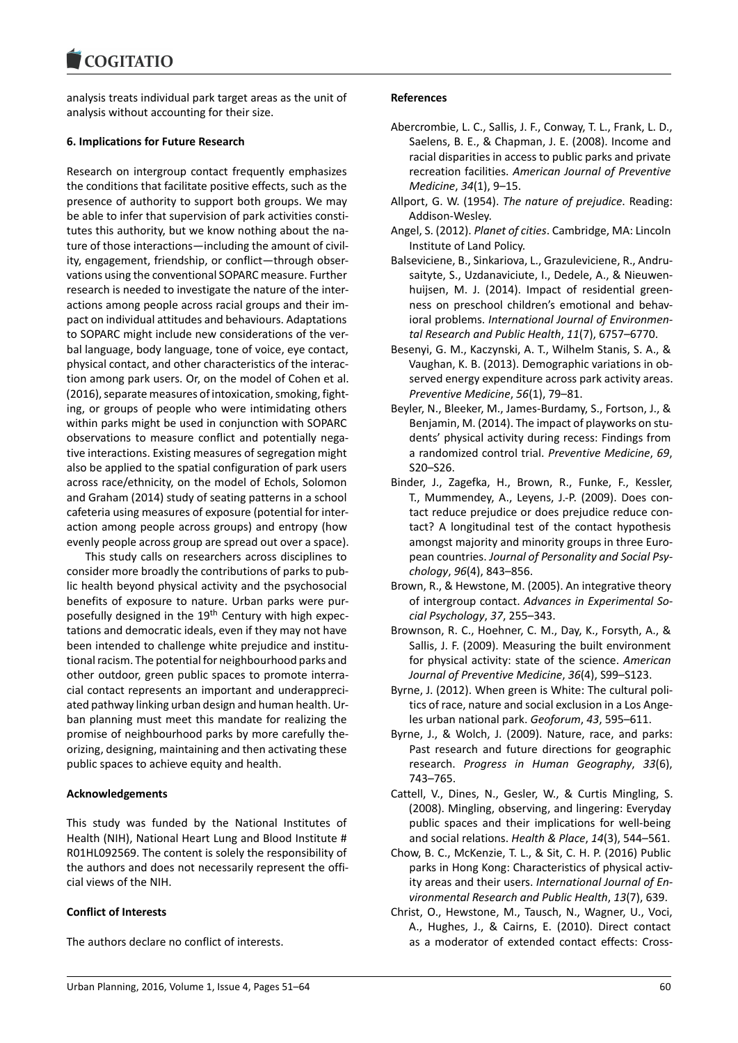analysis treats individual park target areas as the unit of analysis without accounting for their size.

### 6. Implications for Future Research

Research on intergroup contact frequently emphasizes the conditions that facilitate positive effects, such as the presence of authority to support both groups. We may be able to infer that supervision of park activities constitutes this authority, but we know nothing about the nature of those interactions—including the amount of civility, engagement, friendship, or conflict—through observations using the conventional SOPARC measure. Further research is needed to investigate the nature of the interactions among people across racial groups and their impact on individual attitudes and behaviours. Adaptations to SOPARC might include new considerations of the verbal language, body language, tone of voice, eye contact, physical contact, and other characteristics of the interaction among park users. Or, on the model of Cohen et al. (2016), separate measures of intoxication, smoking, fighting, or groups of people who were intimidating others within parks might be used in conjunction with SOPARC observations to measure conflict and potentially negative interactions. Existing measures of segregation might also be applied to the spatial configuration of park users across race/ethnicity, on the model of Echols, Solomon and Graham (2014) study of seating patterns in a school cafeteria using measures of exposure (potential for interaction among people across groups) and entropy (how evenly people across group are spread out over a space).

This study calls on researchers across disciplines to consider more broadly the contributions of parks to public health beyond physical activity and the psychosocial benefits of exposure to nature. Urban parks were purposefully designed in the 19th Century with high expectations and democratic ideals, even if they may not have been intended to challenge white prejudice and institutional racism. The potential for neighbourhood parks and other outdoor, green public spaces to promote interracial contact represents an important and underappreciated pathway linking urban design and human health. Urban planning must meet this mandate for realizing the promise of neighbourhood parks by more carefully theorizing, designing, maintaining and then activating these public spaces to achieve equity and health.

**Acknowledgements**

This study was funded by the National Institutes of Health (NIH), National Heart Lung and Blood Institute # R01HL092569. The content is solely the responsibility of the authors and does not necessarily represent the official views of the NIH.

**Conflict of Interests**

The authors declare no conflict of interests.

**References**

Abercrombie, L. C., Sallis, J. F., Conway, T. L., Frank, L. D., Saelens, B. E., & Chapman, J. E. (2008). Income and racial disparities in access to public parks and private recreation facilities. *American Journal of Preventive Medicine*, *34*(1), 9–15.

Allport, G. W. (1954). *The nature of prejudice*. Reading: Addison-Wesley.

Angel, S. (2012). *Planet of cities*. Cambridge, MA: Lincoln Institute of Land Policy.

Balseviciene, B., Sinkariova, L., Grazuleviciene, R., Andrusaityte, S., Uzdanaviciute, I., Dedele, A., & Nieuwenhuijsen, M. J. (2014). Impact of residential greenness on preschool children's emotional and behavioral problems. *International Journal of Environmental Research and Public Health*, *11*(7), 6757–6770.

Besenyi, G. M., Kaczynski, A. T., Wilhelm Stanis, S. A., & Vaughan, K. B. (2013). Demographic variations in observed energy expenditure across park activity areas. *Preventive Medicine*, *56*(1), 79–81.

Beyler, N., Bleeker, M., James-Burdamy, S., Fortson, J., & Benjamin, M. (2014). The impact of playworks on students' physical activity during recess: Findings from a randomized control trial. *Preventive Medicine*, *69*, S20–S26.

Binder, J., Zagefka, H., Brown, R., Funke, F., Kessler, T., Mummendey, A., Leyens, J.-P. (2009). Does contact reduce prejudice or does prejudice reduce contact? A longitudinal test of the contact hypothesis amongst majority and minority groups in three European countries. *Journal of Personality and Social Psychology*, *96*(4), 843–856.

Brown, R., & Hewstone, M. (2005). An integrative theory of intergroup contact. *Advances in Experimental Social Psychology*, *37*, 255–343.

Brownson, R. C., Hoehner, C. M., Day, K., Forsyth, A., & Sallis, J. F. (2009). Measuring the built environment for physical activity: state of the science. *American Journal of Preventive Medicine*, *36*(4), S99–S123.

Byrne, J. (2012). When green is White: The cultural politics of race, nature and social exclusion in a Los Angeles urban national park. *Geoforum*, *43*, 595–611.

Byrne, J., & Wolch, J. (2009). Nature, race, and parks: Past research and future directions for geographic research. *Progress in Human Geography*, *33*(6), 743–765.

Cattell, V., Dines, N., Gesler, W., & Curtis Mingling, S. (2008). Mingling, observing, and lingering: Everyday public spaces and their implications for well-being and social relations. *Health & Place*, *14*(3), 544–561.

Chow, B. C., McKenzie, T. L., & Sit, C. H. P. (2016) Public parks in Hong Kong: Characteristics of physical activity areas and their users. *International Journal of Environmental Research and Public Health*, *13*(7), 639.

Christ, O., Hewstone, M., Tausch, N., Wagner, U., Voci, A., Hughes, J., & Cairns, E. (2010). Direct contact as a moderator of extended contact effects: Cross-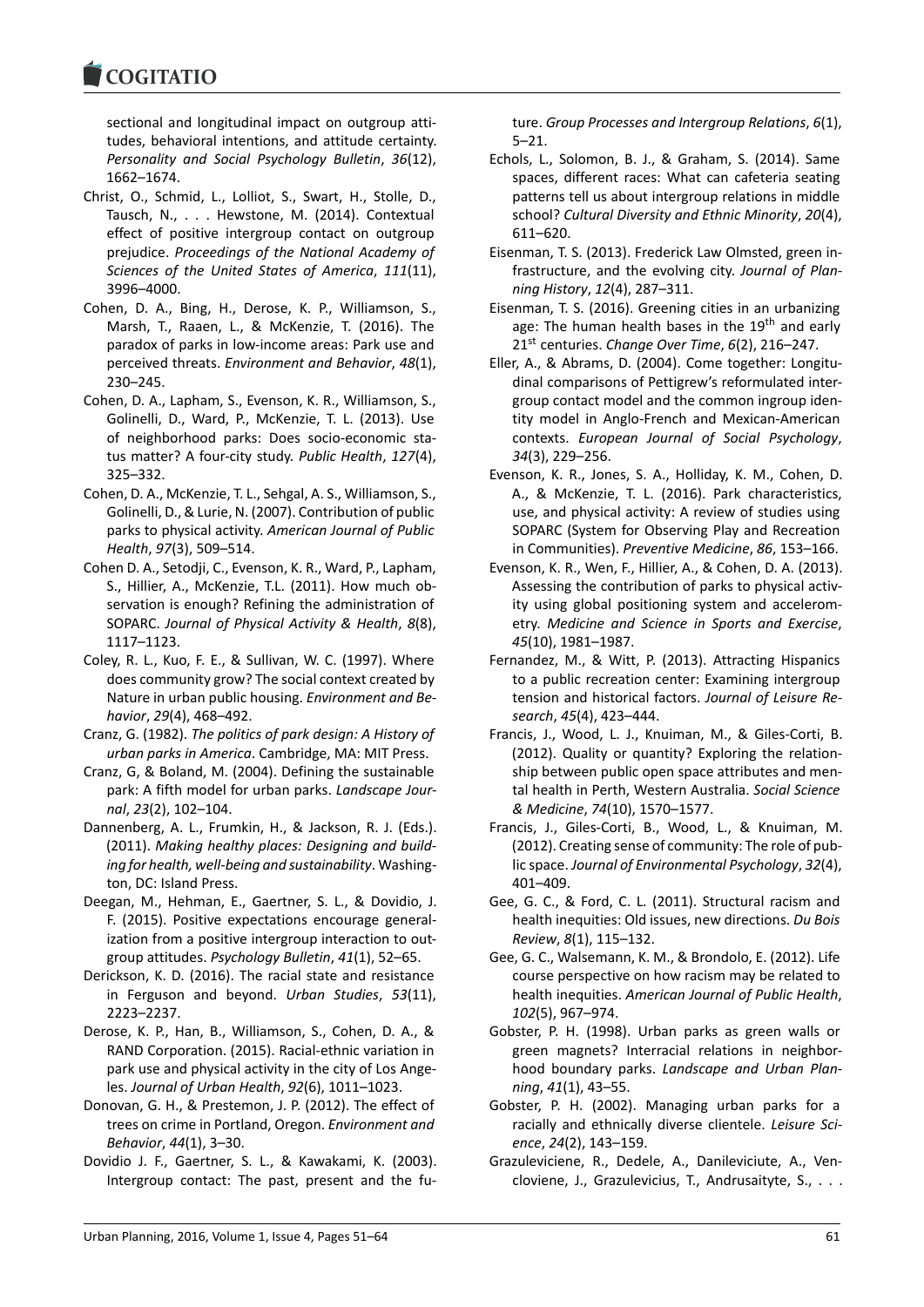sectional and longitudinal impact on outgroup attitudes, behavioral intentions, and attitude certainty. *Personality and Social Psychology Bulletin*, *36*(12), 1662–1674.

Christ, O., Schmid, L., Lolliot, S., Swart, H., Stolle, D., Tausch, N., . . . Hewstone, M. (2014). Contextual effect of positive intergroup contact on outgroup prejudice. *Proceedings of the National Academy of Sciences of the United States of America*, *111*(11), 3996–4000.

Cohen, D. A., Bing, H., Derose, K. P., Williamson, S., Marsh, T., Raaen, L., & McKenzie, T. (2016). The paradox of parks in low-income areas: Park use and perceived threats. *Environment and Behavior*, *48*(1), 230–245.

Cohen, D. A., Lapham, S., Evenson, K. R., Williamson, S., Golinelli, D., Ward, P., McKenzie, T. L. (2013). Use of neighborhood parks: Does socio-economic status matter? A four-city study. *Public Health*, *127*(4), 325–332.

Cohen, D. A., McKenzie, T. L., Sehgal, A. S., Williamson, S., Golinelli, D., & Lurie, N. (2007). Contribution of public parks to physical activity. *American Journal of Public Health*, *97*(3), 509–514.

Cohen D. A., Setodji, C., Evenson, K. R., Ward, P., Lapham, S., Hillier, A., McKenzie, T.L. (2011). How much observation is enough? Refining the administration of SOPARC. *Journal of Physical Activity & Health*, *8*(8), 1117–1123.

Coley, R. L., Kuo, F. E., & Sullivan, W. C. (1997). Where does community grow? The social context created by Nature in urban public housing. *Environment and Behavior*, *29*(4), 468–492.

Cranz, G. (1982). *The politics of park design: A History of urban parks in America*. Cambridge, MA: MIT Press.

Cranz, G, & Boland, M. (2004). Defining the sustainable park: A fifth model for urban parks. *Landscape Journal*, *23*(2), 102–104.

Dannenberg, A. L., Frumkin, H., & Jackson, R. J. (Eds.). (2011). *Making healthy places: Designing and building for health, well-being and sustainability*. Washington, DC: Island Press.

Deegan, M., Hehman, E., Gaertner, S. L., & Dovidio, J. F. (2015). Positive expectations encourage generalization from a positive intergroup interaction to outgroup attitudes. *Psychology Bulletin*, *41*(1), 52–65.

Derickson, K. D. (2016). The racial state and resistance in Ferguson and beyond. *Urban Studies*, *53*(11), 2223–2237.

Derose, K. P., Han, B., Williamson, S., Cohen, D. A., & RAND Corporation. (2015). Racial-ethnic variation in park use and physical activity in the city of Los Angeles. *Journal of Urban Health*, *92*(6), 1011–1023.

Donovan, G. H., & Prestemon, J. P. (2012). The effect of trees on crime in Portland, Oregon. *Environment and Behavior*, *44*(1), 3–30.

Dovidio J. F., Gaertner, S. L., & Kawakami, K. (2003). Intergroup contact: The past, present and the future. *Group Processes and Intergroup Relations*, *6*(1), 5–21.

Echols, L., Solomon, B. J., & Graham, S. (2014). Same spaces, different races: What can cafeteria seating patterns tell us about intergroup relations in middle school? *Cultural Diversity and Ethnic Minority*, *20*(4), 611–620.

Eisenman, T. S. (2013). Frederick Law Olmsted, green infrastructure, and the evolving city. *Journal of Planning History*, *12*(4), 287–311.

Eisenman, T. S. (2016). Greening cities in an urbanizing age: The human health bases in the 19th and early 21st centuries. *Change Over Time*, *6*(2), 216–247.

Eller, A., & Abrams, D. (2004). Come together: Longitudinal comparisons of Pettigrew's reformulated intergroup contact model and the common ingroup identity model in Anglo-French and Mexican-American contexts. *European Journal of Social Psychology*, *34*(3), 229–256.

Evenson, K. R., Jones, S. A., Holliday, K. M., Cohen, D. A., & McKenzie, T. L. (2016). Park characteristics, use, and physical activity: A review of studies using SOPARC (System for Observing Play and Recreation in Communities). *Preventive Medicine*, *86*, 153–166.

Evenson, K. R., Wen, F., Hillier, A., & Cohen, D. A. (2013). Assessing the contribution of parks to physical activity using global positioning system and accelerometry. *Medicine and Science in Sports and Exercise*, *45*(10), 1981–1987.

Fernandez, M., & Witt, P. (2013). Attracting Hispanics to a public recreation center: Examining intergroup tension and historical factors. *Journal of Leisure Research*, *45*(4), 423–444.

Francis, J., Wood, L. J., Knuiman, M., & Giles-Corti, B. (2012). Quality or quantity? Exploring the relationship between public open space attributes and mental health in Perth, Western Australia. *Social Science & Medicine*, *74*(10), 1570–1577.

Francis, J., Giles-Corti, B., Wood, L., & Knuiman, M. (2012). Creating sense of community: The role of public space. *Journal of Environmental Psychology*, *32*(4), 401–409.

Gee, G. C., & Ford, C. L. (2011). Structural racism and health inequities: Old issues, new directions. *Du Bois Review*, *8*(1), 115–132.

Gee, G. C., Walsemann, K. M., & Brondolo, E. (2012). Life course perspective on how racism may be related to health inequities. *American Journal of Public Health*, *102*(5), 967–974.

Gobster, P. H. (1998). Urban parks as green walls or green magnets? Interracial relations in neighborhood boundary parks. *Landscape and Urban Planning*, *41*(1), 43–55.

Gobster, P. H. (2002). Managing urban parks for a racially and ethnically diverse clientele. *Leisure Science*, *24*(2), 143–159.

Grazuleviciene, R., Dedele, A., Danileviciute, A., Vencloviene, J., Grazulevicius, T., Andrusaityte, S., . . .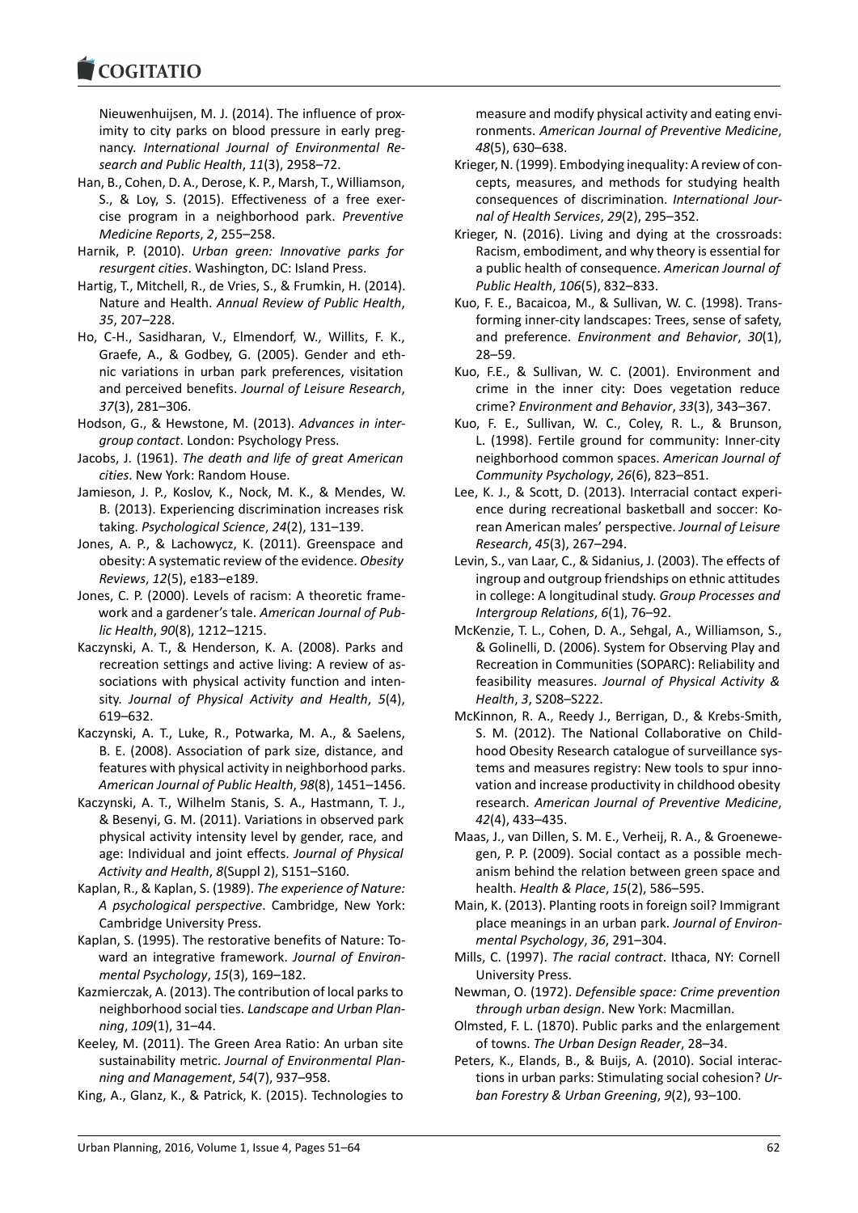Nieuwenhuijsen, M. J. (2014). The influence of proximity to city parks on blood pressure in early pregnancy. *International Journal of Environmental Research and Public Health*, *11*(3), 2958–72.

Han, B., Cohen, D. A., Derose, K. P., Marsh, T., Williamson, S., & Loy, S. (2015). Effectiveness of a free exercise program in a neighborhood park. *Preventive Medicine Reports*, *2*, 255–258.

Harnik, P. (2010). *Urban green: Innovative parks for resurgent cities*. Washington, DC: Island Press.

Hartig, T., Mitchell, R., de Vries, S., & Frumkin, H. (2014). Nature and Health. *Annual Review of Public Health*, *35*, 207–228.

Ho, C-H., Sasidharan, V., Elmendorf, W., Willits, F. K., Graefe, A., & Godbey, G. (2005). Gender and ethnic variations in urban park preferences, visitation and perceived benefits. *Journal of Leisure Research*, *37*(3), 281–306.

Hodson, G., & Hewstone, M. (2013). *Advances in intergroup contact*. London: Psychology Press.

Jacobs, J. (1961). *The death and life of great American cities*. New York: Random House.

Jamieson, J. P., Koslov, K., Nock, M. K., & Mendes, W. B. (2013). Experiencing discrimination increases risk taking. *Psychological Science*, *24*(2), 131–139.

Jones, A. P., & Lachowycz, K. (2011). Greenspace and obesity: A systematic review of the evidence. *Obesity Reviews*, *12*(5), e183–e189.

Jones, C. P. (2000). Levels of racism: A theoretic framework and a gardener's tale. *American Journal of Public Health*, *90*(8), 1212–1215.

Kaczynski, A. T., & Henderson, K. A. (2008). Parks and recreation settings and active living: A review of associations with physical activity function and intensity. *Journal of Physical Activity and Health*, *5*(4), 619–632.

Kaczynski, A. T., Luke, R., Potwarka, M. A., & Saelens, B. E. (2008). Association of park size, distance, and features with physical activity in neighborhood parks. *American Journal of Public Health*, *98*(8), 1451–1456.

Kaczynski, A. T., Wilhelm Stanis, S. A., Hastmann, T. J., & Besenyi, G. M. (2011). Variations in observed park physical activity intensity level by gender, race, and age: Individual and joint effects. *Journal of Physical Activity and Health*, *8*(Suppl 2), S151–S160.

Kaplan, R., & Kaplan, S. (1989). *The experience of Nature: A psychological perspective*. Cambridge, New York: Cambridge University Press.

Kaplan, S. (1995). The restorative benefits of Nature: Toward an integrative framework. *Journal of Environmental Psychology*, *15*(3), 169–182.

Kazmierczak, A. (2013). The contribution of local parks to neighborhood social ties. *Landscape and Urban Planning*, *109*(1), 31–44.

Keeley, M. (2011). The Green Area Ratio: An urban site sustainability metric. *Journal of Environmental Planning and Management*, *54*(7), 937–958.

King, A., Glanz, K., & Patrick, K. (2015). Technologies to measure and modify physical activity and eating environments. *American Journal of Preventive Medicine*, *48*(5), 630–638.

Krieger, N. (1999). Embodying inequality: A review of concepts, measures, and methods for studying health consequences of discrimination. *International Journal of Health Services*, *29*(2), 295–352.

Krieger, N. (2016). Living and dying at the crossroads: Racism, embodiment, and why theory is essential for a public health of consequence. *American Journal of Public Health*, *106*(5), 832–833.

Kuo, F. E., Bacaicoa, M., & Sullivan, W. C. (1998). Transforming inner-city landscapes: Trees, sense of safety, and preference. *Environment and Behavior*, *30*(1), 28–59.

Kuo, F.E., & Sullivan, W. C. (2001). Environment and crime in the inner city: Does vegetation reduce crime? *Environment and Behavior*, *33*(3), 343–367.

Kuo, F. E., Sullivan, W. C., Coley, R. L., & Brunson, L. (1998). Fertile ground for community: Inner-city neighborhood common spaces. *American Journal of Community Psychology*, *26*(6), 823–851.

Lee, K. J., & Scott, D. (2013). Interracial contact experience during recreational basketball and soccer: Korean American males' perspective. *Journal of Leisure Research*, *45*(3), 267–294.

Levin, S., van Laar, C., & Sidanius, J. (2003). The effects of ingroup and outgroup friendships on ethnic attitudes in college: A longitudinal study. *Group Processes and Intergroup Relations*, *6*(1), 76–92.

McKenzie, T. L., Cohen, D. A., Sehgal, A., Williamson, S., & Golinelli, D. (2006). System for Observing Play and Recreation in Communities (SOPARC): Reliability and feasibility measures. *Journal of Physical Activity & Health*, *3*, S208–S222.

McKinnon, R. A., Reedy J., Berrigan, D., & Krebs-Smith, S. M. (2012). The National Collaborative on Childhood Obesity Research catalogue of surveillance systems and measures registry: New tools to spur innovation and increase productivity in childhood obesity research. *American Journal of Preventive Medicine*, *42*(4), 433–435.

Maas, J., van Dillen, S. M. E., Verheij, R. A., & Groenewegen, P. P. (2009). Social contact as a possible mechanism behind the relation between green space and health. *Health & Place*, *15*(2), 586–595.

Main, K. (2013). Planting roots in foreign soil? Immigrant place meanings in an urban park. *Journal of Environmental Psychology*, *36*, 291–304.

Mills, C. (1997). *The racial contract*. Ithaca, NY: Cornell University Press.

Newman, O. (1972). *Defensible space: Crime prevention through urban design*. New York: Macmillan.

Olmsted, F. L. (1870). Public parks and the enlargement of towns. *The Urban Design Reader*, 28–34.

Peters, K., Elands, B., & Buijs, A. (2010). Social interactions in urban parks: Stimulating social cohesion? *Urban Forestry & Urban Greening*, *9*(2), 93–100.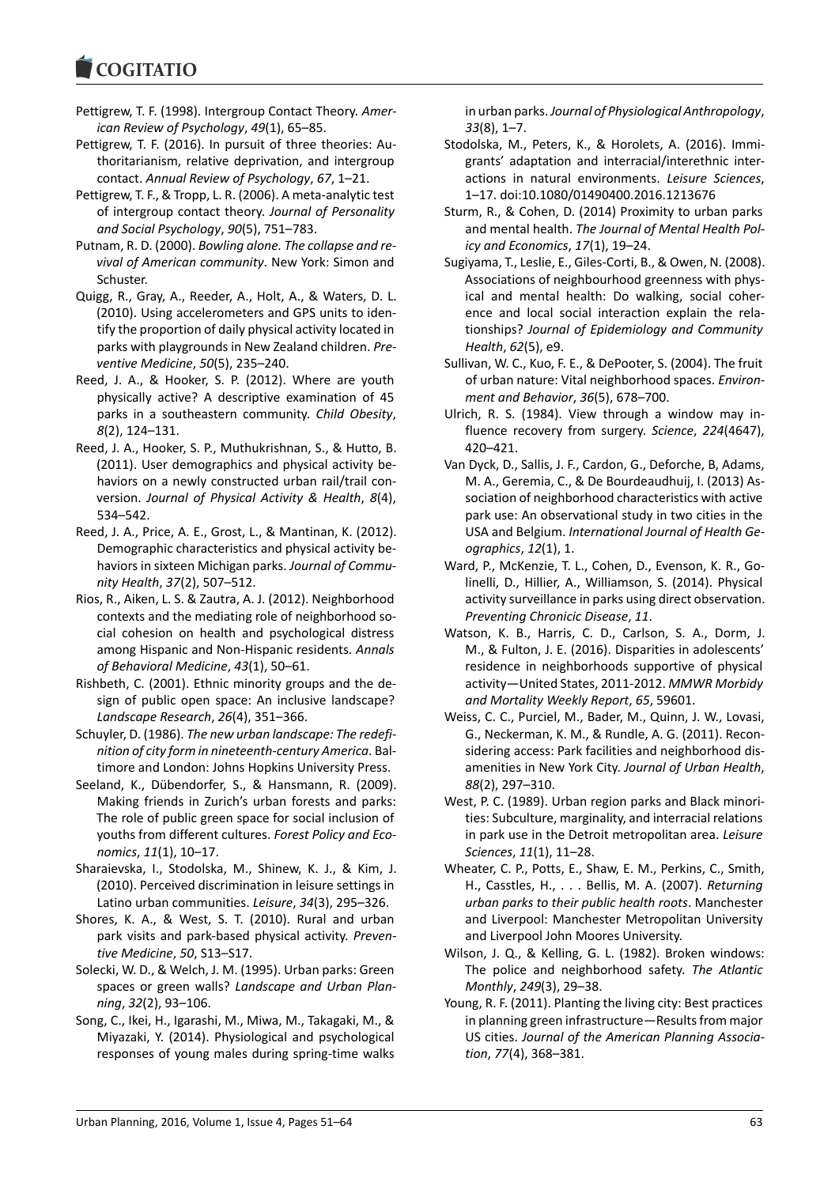Pettigrew, T. F. (1998). Intergroup Contact Theory. *American Review of Psychology*, *49*(1), 65–85.

Pettigrew, T. F. (2016). In pursuit of three theories: Authoritarianism, relative deprivation, and intergroup contact. *Annual Review of Psychology*, *67*, 1–21.

Pettigrew, T. F., & Tropp, L. R. (2006). A meta-analytic test of intergroup contact theory. *Journal of Personality and Social Psychology*, *90*(5), 751–783.

Putnam, R. D. (2000). *Bowling alone. The collapse and revival of American community*. New York: Simon and Schuster.

Quigg, R., Gray, A., Reeder, A., Holt, A., & Waters, D. L. (2010). Using accelerometers and GPS units to identify the proportion of daily physical activity located in parks with playgrounds in New Zealand children. *Preventive Medicine*, *50*(5), 235–240.

Reed, J. A., & Hooker, S. P. (2012). Where are youth physically active? A descriptive examination of 45 parks in a southeastern community. *Child Obesity*, *8*(2), 124–131.

Reed, J. A., Hooker, S. P., Muthukrishnan, S., & Hutto, B. (2011). User demographics and physical activity behaviors on a newly constructed urban rail/trail conversion. *Journal of Physical Activity & Health*, *8*(4), 534–542.

Reed, J. A., Price, A. E., Grost, L., & Mantinan, K. (2012). Demographic characteristics and physical activity behaviors in sixteen Michigan parks. *Journal of Community Health*, *37*(2), 507–512.

Rios, R., Aiken, L. S. & Zautra, A. J. (2012). Neighborhood contexts and the mediating role of neighborhood social cohesion on health and psychological distress among Hispanic and Non-Hispanic residents. *Annals of Behavioral Medicine*, *43*(1), 50–61.

Rishbeth, C. (2001). Ethnic minority groups and the design of public open space: An inclusive landscape? *Landscape Research*, *26*(4), 351–366.

Schuyler, D. (1986). *The new urban landscape: The redefinition of city form in nineteenth-century America*. Baltimore and London: Johns Hopkins University Press.

Seeland, K., Dübendorfer, S., & Hansmann, R. (2009). Making friends in Zurich's urban forests and parks: The role of public green space for social inclusion of youths from different cultures. *Forest Policy and Economics*, *11*(1), 10–17.

Sharaievska, I., Stodolska, M., Shinew, K. J., & Kim, J. (2010). Perceived discrimination in leisure settings in Latino urban communities. *Leisure*, *34*(3), 295–326.

Shores, K. A., & West, S. T. (2010). Rural and urban park visits and park-based physical activity. *Preventive Medicine*, *50*, S13–S17.

Solecki, W. D., & Welch, J. M. (1995). Urban parks: Green spaces or green walls? *Landscape and Urban Planning*, *32*(2), 93–106.

Song, C., Ikei, H., Igarashi, M., Miwa, M., Takagaki, M., & Miyazaki, Y. (2014). Physiological and psychological responses of young males during spring-time walks in urban parks. *Journal of Physiological Anthropology*, *33*(8), 1–7.

Stodolska, M., Peters, K., & Horolets, A. (2016). Immigrants' adaptation and interracial/interethnic interactions in natural environments. *Leisure Sciences*, 1–17. doi:10.1080/01490400.2016.1213676

Sturm, R., & Cohen, D. (2014) Proximity to urban parks and mental health. *The Journal of Mental Health Policy and Economics*, *17*(1), 19–24.

Sugiyama, T., Leslie, E., Giles-Corti, B., & Owen, N. (2008). Associations of neighbourhood greenness with physical and mental health: Do walking, social coherence and local social interaction explain the relationships? *Journal of Epidemiology and Community Health*, *62*(5), e9.

Sullivan, W. C., Kuo, F. E., & DePooter, S. (2004). The fruit of urban nature: Vital neighborhood spaces. *Environment and Behavior*, *36*(5), 678–700.

Ulrich, R. S. (1984). View through a window may influence recovery from surgery. *Science*, *224*(4647), 420–421.

Van Dyck, D., Sallis, J. F., Cardon, G., Deforche, B, Adams, M. A., Geremia, C., & De Bourdeaudhuij, I. (2013) Association of neighborhood characteristics with active park use: An observational study in two cities in the USA and Belgium. *International Journal of Health Geographics*, *12*(1), 1.

Ward, P., McKenzie, T. L., Cohen, D., Evenson, K. R., Golinelli, D., Hillier, A., Williamson, S. (2014). Physical activity surveillance in parks using direct observation. *Preventing Chronicic Disease*, *11*.

Watson, K. B., Harris, C. D., Carlson, S. A., Dorm, J. M., & Fulton, J. E. (2016). Disparities in adolescents' residence in neighborhoods supportive of physical activity—United States, 2011-2012. *MMWR Morbidy and Mortality Weekly Report*, *65*, 59601.

Weiss, C. C., Purciel, M., Bader, M., Quinn, J. W., Lovasi, G., Neckerman, K. M., & Rundle, A. G. (2011). Reconsidering access: Park facilities and neighborhood disamenities in New York City. *Journal of Urban Health*, *88*(2), 297–310.

West, P. C. (1989). Urban region parks and Black minorities: Subculture, marginality, and interracial relations in park use in the Detroit metropolitan area. *Leisure Sciences*, *11*(1), 11–28.

Wheater, C. P., Potts, E., Shaw, E. M., Perkins, C., Smith, H., Casstles, H., . . . Bellis, M. A. (2007). *Returning urban parks to their public health roots*. Manchester and Liverpool: Manchester Metropolitan University and Liverpool John Moores University.

Wilson, J. Q., & Kelling, G. L. (1982). Broken windows: The police and neighborhood safety. *The Atlantic Monthly*, *249*(3), 29–38.

Young, R. F. (2011). Planting the living city: Best practices in planning green infrastructure—Results from major US cities. *Journal of the American Planning Association*, *77*(4), 368–381.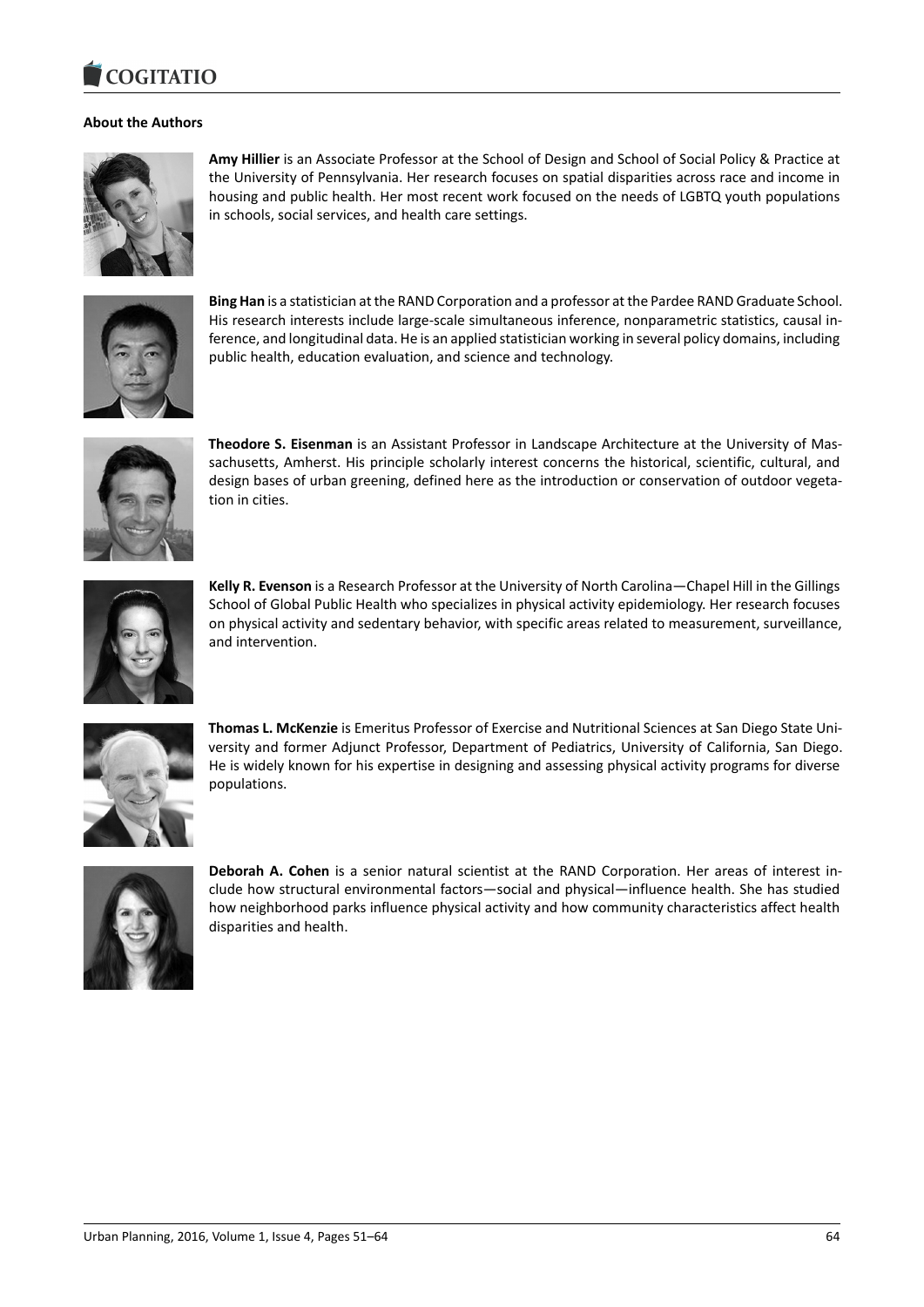**About the Authors**

**Amy Hillier** is an Associate Professor at the School of Design and School of Social Policy & Practice at the University of Pennsylvania. Her research focuses on spatial disparities across race and income in housing and public health. Her most recent work focused on the needs of LGBTQ youth populations in schools, social services, and health care settings.

**Bing Han** is a statistician at the RAND Corporation and a professor at the Pardee RAND Graduate School. His research interests include large-scale simultaneous inference, nonparametric statistics, causal inference, and longitudinal data. He is an applied statistician working in several policy domains, including public health, education evaluation, and science and technology.

**Theodore S. Eisenman** is an Assistant Professor in Landscape Architecture at the University of Massachusetts, Amherst. His principle scholarly interest concerns the historical, scientific, cultural, and design bases of urban greening, defined here as the introduction or conservation of outdoor vegetation in cities.

**Kelly R. Evenson** is a Research Professor at the University of North Carolina—Chapel Hill in the Gillings School of Global Public Health who specializes in physical activity epidemiology. Her research focuses on physical activity and sedentary behavior, with specific areas related to measurement, surveillance, and intervention.

**Thomas L. McKenzie** is Emeritus Professor of Exercise and Nutritional Sciences at San Diego State University and former Adjunct Professor, Department of Pediatrics, University of California, San Diego. He is widely known for his expertise in designing and assessing physical activity programs for diverse populations.

**Deborah A. Cohen** is a senior natural scientist at the RAND Corporation. Her areas of interest include how structural environmental factors—social and physical—influence health. She has studied how neighborhood parks influence physical activity and how community characteristics affect health disparities and health.